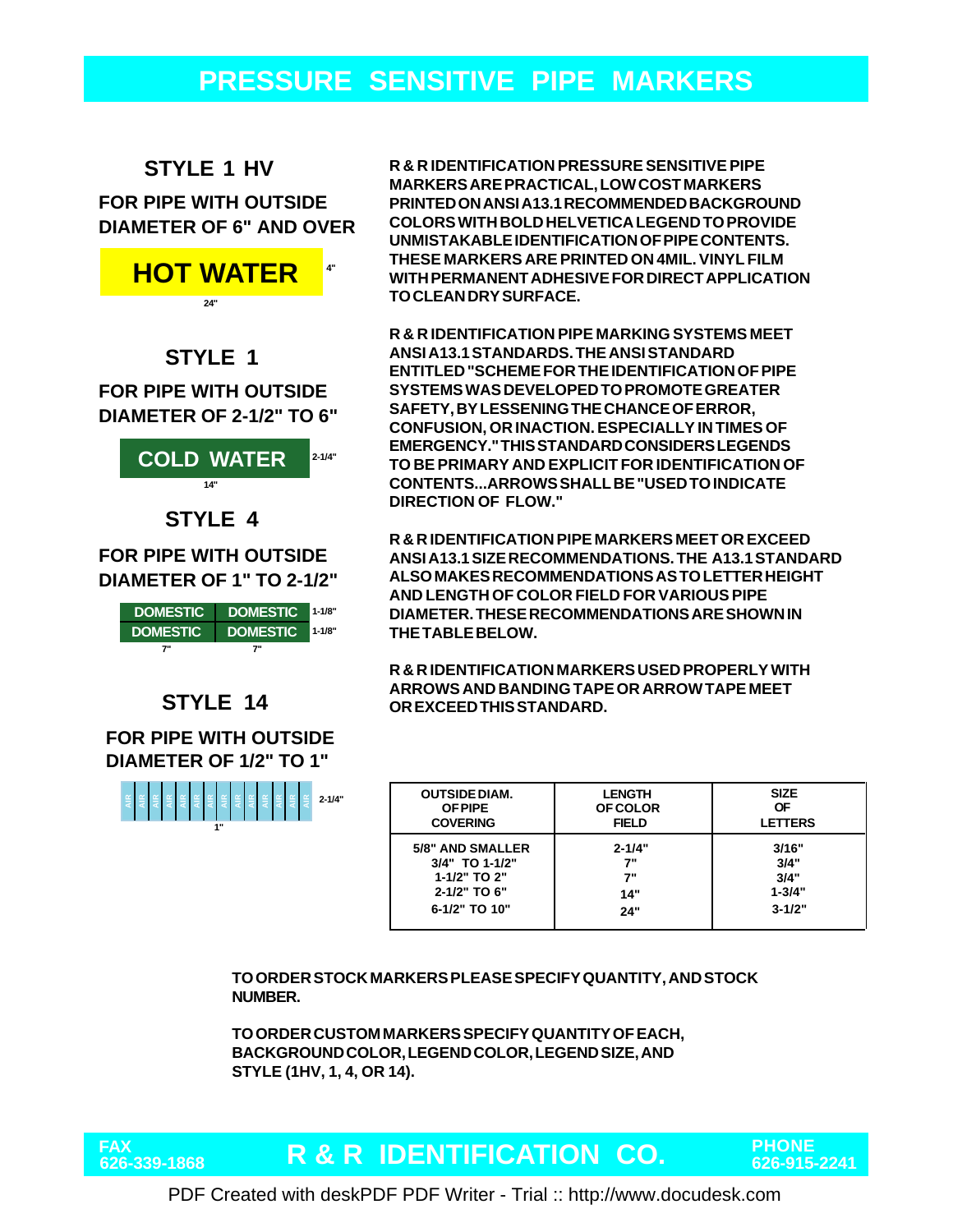# PRESSURE SENSITIVE PIPE MARKERS

## STYLE 1 HV

**FOR PIPE WITH OUTSIDE DIAMETER OF 6" AND OVER**

HOT WATER 4"

24"

## STYLE 1

**FOR PIPE WITH OUTSIDE DIAMETER OF 2-1/2" TO 6"**

COLD WATER 2-1/4"

14"

## STYLE 4

**FOR PIPE WITH OUTSIDE DIAMETER OF 1" TO 2-1/2"**

DOMESTIC DOMESTIC 1-1/8"

DOMESTIC DOMESTIC 1-1/8"

7" 7"

## STYLE 14

**FOR PIPE WITH OUTSIDE DIAMETER OF 1/2" TO 1"**

AIR AIR AIR AIR AIR AIR AIR AIR AIR AIR AIR AIR AIR AIR 2-1/4"

1"

**R & R IDENTIFICATION PRESSURE SENSITIVE PIPE MARKERS ARE PRACTICAL, LOW COST MARKERS PRINTED ON ANSI A13.1 RECOMMENDED BACKGROUND COLORS WITH BOLD HELVETICA LEGEND TO PROVIDE UNMISTAKABLE IDENTIFICATION OF PIPE CONTENTS. THESE MARKERS ARE PRINTED ON 4MIL. VINYL FILM WITH PERMANENT ADHESIVE FOR DIRECT APPLICATION TO CLEAN DRY SURFACE.**

**R & R IDENTIFICATION PIPE MARKING SYSTEMS MEET ANSI A13.1 STANDARDS. THE ANSI STANDARD ENTITLED "SCHEME FOR THE IDENTIFICATION OF PIPE SYSTEMS WAS DEVELOPED TO PROMOTE GREATER SAFETY, BY LESSENING THE CHANCE OF ERROR, CONFUSION, OR INACTION. ESPECIALLY IN TIMES OF EMERGENCY." THIS STANDARD CONSIDERS LEGENDS TO BE PRIMARY AND EXPLICIT FOR IDENTIFICATION OF CONTENTS...ARROWS SHALL BE "USED TO INDICATE DIRECTION OF FLOW."**

**R & R IDENTIFICATION PIPE MARKERS MEET OR EXCEED ANSI A13.1 SIZE RECOMMENDATIONS. THE A13.1 STANDARD ALSO MAKES RECOMMENDATIONS AS TO LETTER HEIGHT AND LENGTH OF COLOR FIELD FOR VARIOUS PIPE DIAMETER. THESE RECOMMENDATIONS ARE SHOWN IN THE TABLE BELOW.**

**R & R IDENTIFICATION MARKERS USED PROPERLY WITH ARROWS AND BANDING TAPE OR ARROW TAPE MEET OR EXCEED THIS STANDARD.**

| OUTSIDE DIAM. OF PIPE COVERING | LENGTH OF COLOR FIELD | SIZE OF LETTERS |
|---|---|---|
| 5/8" AND SMALLER | 2-1/4" | 3/16" |
| 3/4" TO 1-1/2" | 7" | 3/4" |
| 1-1/2" TO 2" | 7" | 3/4" |
| 2-1/2" TO 6" | 14" | 1-3/4" |
| 6-1/2" TO 10" | 24" | 3-1/2" |

**TO ORDER STOCK MARKERS PLEASE SPECIFY QUANTITY, AND STOCK NUMBER.**

**TO ORDER CUSTOM MARKERS SPECIFY QUANTITY OF EACH, BACKGROUND COLOR, LEGEND COLOR, LEGEND SIZE, AND STYLE (1HV, 1, 4, OR 14).**

FAX 626-339-1868 **R & R IDENTIFICATION CO.** PHONE 626-915-2241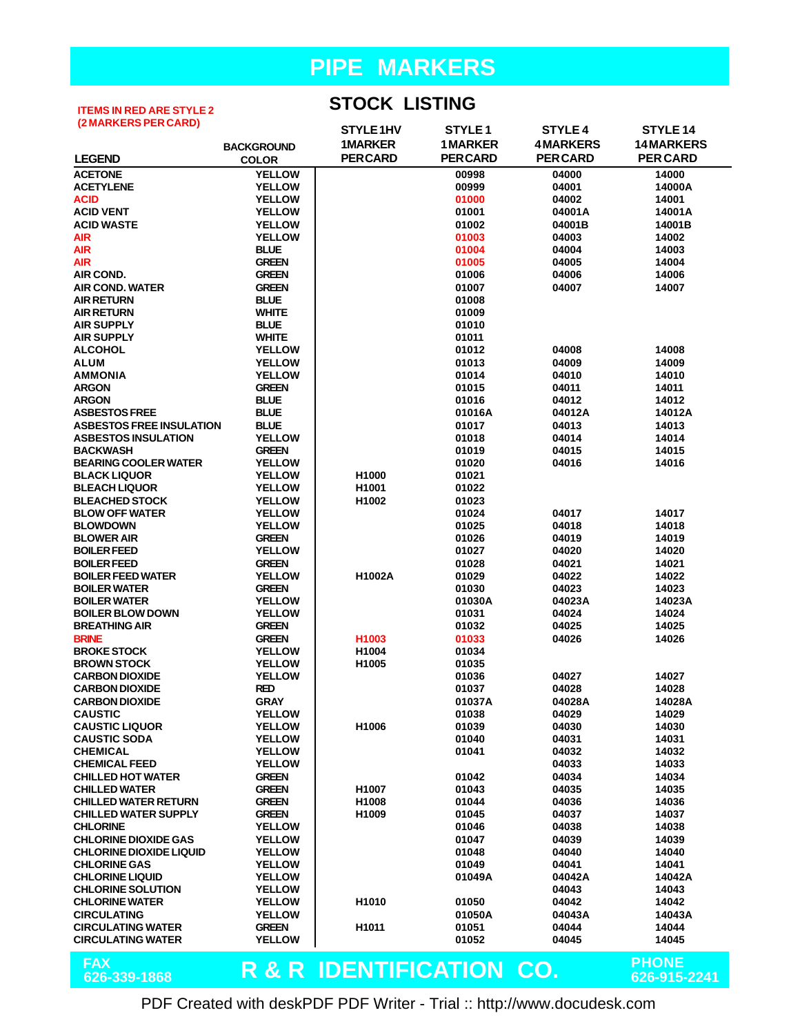# PIPE MARKERS

## STOCK LISTING

ITEMS IN RED ARE STYLE 2 (2 MARKERS PER CARD)

| LEGEND | BACKGROUND COLOR | STYLE 1HV 1MARKER PER CARD | STYLE 1 1MARKER PER CARD | STYLE 4 4 MARKERS PER CARD | STYLE 14 14 MARKERS PER CARD |
|---|---|---|---|---|---|
| ACETONE | YELLOW | | 00998 | 04000 | 14000 |
| ACETYLENE | YELLOW | | 00999 | 04001 | 14000A |
| ACID | YELLOW | | 01000 | 04002 | 14001 |
| ACID VENT | YELLOW | | 01001 | 04001A | 14001A |
| ACID WASTE | YELLOW | | 01002 | 04001B | 14001B |
| AIR | YELLOW | | 01003 | 04003 | 14002 |
| AIR | BLUE | | 01004 | 04004 | 14003 |
| AIR | GREEN | | 01005 | 04005 | 14004 |
| AIR COND. | GREEN | | 01006 | 04006 | 14006 |
| AIR COND. WATER | GREEN | | 01007 | 04007 | 14007 |
| AIR RETURN | BLUE | | 01008 | | |
| AIR RETURN | WHITE | | 01009 | | |
| AIR SUPPLY | BLUE | | 01010 | | |
| AIR SUPPLY | WHITE | | 01011 | | |
| ALCOHOL | YELLOW | | 01012 | 04008 | 14008 |
| ALUM | YELLOW | | 01013 | 04009 | 14009 |
| AMMONIA | YELLOW | | 01014 | 04010 | 14010 |
| ARGON | GREEN | | 01015 | 04011 | 14011 |
| ARGON | BLUE | | 01016 | 04012 | 14012 |
| ASBESTOS FREE | BLUE | | 01016A | 04012A | 14012A |
| ASBESTOS FREE INSULATION | BLUE | | 01017 | 04013 | 14013 |
| ASBESTOS INSULATION | YELLOW | | 01018 | 04014 | 14014 |
| BACKWASH | GREEN | | 01019 | 04015 | 14015 |
| BEARING COOLER WATER | YELLOW | | 01020 | 04016 | 14016 |
| BLACK LIQUOR | YELLOW | H1000 | 01021 | | |
| BLEACH LIQUOR | YELLOW | H1001 | 01022 | | |
| BLEACHED STOCK | YELLOW | H1002 | 01023 | | |
| BLOW OFF WATER | YELLOW | | 01024 | 04017 | 14017 |
| BLOWDOWN | YELLOW | | 01025 | 04018 | 14018 |
| BLOWER AIR | GREEN | | 01026 | 04019 | 14019 |
| BOILER FEED | YELLOW | | 01027 | 04020 | 14020 |
| BOILER FEED | GREEN | | 01028 | 04021 | 14021 |
| BOILER FEED WATER | YELLOW | H1002A | 01029 | 04022 | 14022 |
| BOILER WATER | GREEN | | 01030 | 04023 | 14023 |
| BOILER WATER | YELLOW | | 01030A | 04023A | 14023A |
| BOILER BLOW DOWN | YELLOW | | 01031 | 04024 | 14024 |
| BREATHING AIR | GREEN | | 01032 | 04025 | 14025 |
| BRINE | GREEN | H1003 | 01033 | 04026 | 14026 |
| BROKE STOCK | YELLOW | H1004 | 01034 | | |
| BROWN STOCK | YELLOW | H1005 | 01035 | | |
| CARBON DIOXIDE | YELLOW | | 01036 | 04027 | 14027 |
| CARBON DIOXIDE | RED | | 01037 | 04028 | 14028 |
| CARBON DIOXIDE | GRAY | | 01037A | 04028A | 14028A |
| CAUSTIC | YELLOW | | 01038 | 04029 | 14029 |
| CAUSTIC LIQUOR | YELLOW | H1006 | 01039 | 04030 | 14030 |
| CAUSTIC SODA | YELLOW | | 01040 | 04031 | 14031 |
| CHEMICAL | YELLOW | | 01041 | 04032 | 14032 |
| CHEMICAL FEED | YELLOW | | | 04033 | 14033 |
| CHILLED HOT WATER | GREEN | | 01042 | 04034 | 14034 |
| CHILLED WATER | GREEN | H1007 | 01043 | 04035 | 14035 |
| CHILLED WATER RETURN | GREEN | H1008 | 01044 | 04036 | 14036 |
| CHILLED WATER SUPPLY | GREEN | H1009 | 01045 | 04037 | 14037 |
| CHLORINE | YELLOW | | 01046 | 04038 | 14038 |
| CHLORINE DIOXIDE GAS | YELLOW | | 01047 | 04039 | 14039 |
| CHLORINE DIOXIDE LIQUID | YELLOW | | 01048 | 04040 | 14040 |
| CHLORINE GAS | YELLOW | | 01049 | 04041 | 14041 |
| CHLORINE LIQUID | YELLOW | | 01049A | 04042A | 14042A |
| CHLORINE SOLUTION | YELLOW | | | 04043 | 14043 |
| CHLORINE WATER | YELLOW | H1010 | 01050 | 04042 | 14042 |
| CIRCULATING | YELLOW | | 01050A | 04043A | 14043A |
| CIRCULATING WATER | GREEN | H1011 | 01051 | 04044 | 14044 |
| CIRCULATING WATER | YELLOW | | 01052 | 04045 | 14045 |

FAX 626-339-1868 — **R & R IDENTIFICATION CO.** — PHONE 626-915-2241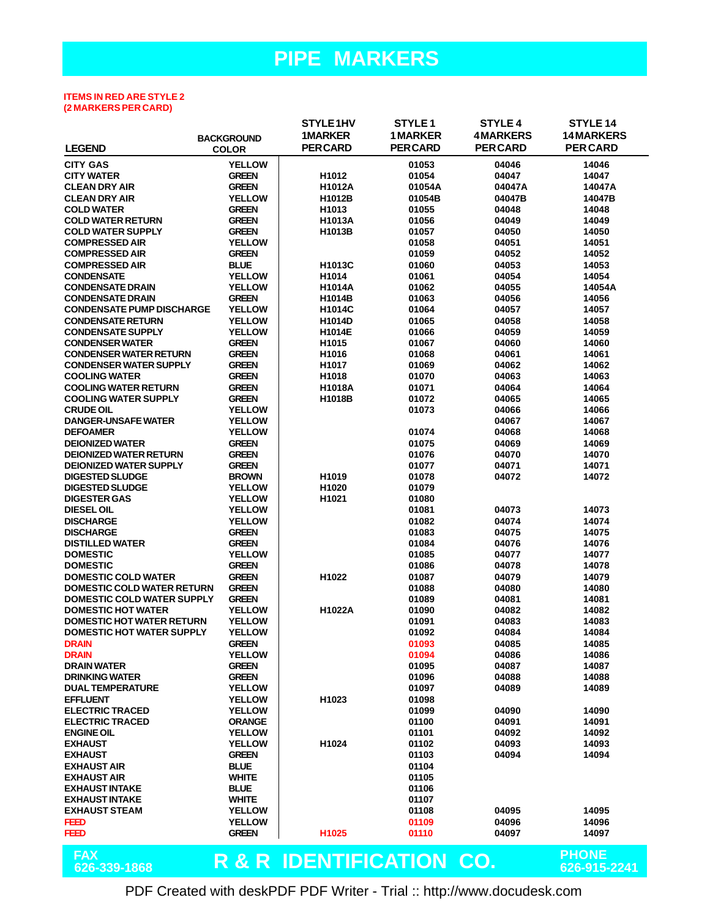# PIPE MARKERS

ITEMS IN RED ARE STYLE 2
(2 MARKERS PER CARD)

| LEGEND | BACKGROUND COLOR | STYLE 1HV 1MARKER PER CARD | STYLE 1 1 MARKER PER CARD | STYLE 4 4 MARKERS PER CARD | STYLE 14 14 MARKERS PER CARD |
|---|---|---|---|---|---|
| CITY GAS | YELLOW | | 01053 | 04046 | 14046 |
| CITY WATER | GREEN | H1012 | 01054 | 04047 | 14047 |
| CLEAN DRY AIR | GREEN | H1012A | 01054A | 04047A | 14047A |
| CLEAN DRY AIR | YELLOW | H1012B | 01054B | 04047B | 14047B |
| COLD WATER | GREEN | H1013 | 01055 | 04048 | 14048 |
| COLD WATER RETURN | GREEN | H1013A | 01056 | 04049 | 14049 |
| COLD WATER SUPPLY | GREEN | H1013B | 01057 | 04050 | 14050 |
| COMPRESSED AIR | YELLOW | | 01058 | 04051 | 14051 |
| COMPRESSED AIR | GREEN | | 01059 | 04052 | 14052 |
| COMPRESSED AIR | BLUE | H1013C | 01060 | 04053 | 14053 |
| CONDENSATE | YELLOW | H1014 | 01061 | 04054 | 14054 |
| CONDENSATE DRAIN | YELLOW | H1014A | 01062 | 04055 | 14054A |
| CONDENSATE DRAIN | GREEN | H1014B | 01063 | 04056 | 14056 |
| CONDENSATE PUMP DISCHARGE | YELLOW | H1014C | 01064 | 04057 | 14057 |
| CONDENSATE RETURN | YELLOW | H1014D | 01065 | 04058 | 14058 |
| CONDENSATE SUPPLY | YELLOW | H1014E | 01066 | 04059 | 14059 |
| CONDENSER WATER | GREEN | H1015 | 01067 | 04060 | 14060 |
| CONDENSER WATER RETURN | GREEN | H1016 | 01068 | 04061 | 14061 |
| CONDENSER WATER SUPPLY | GREEN | H1017 | 01069 | 04062 | 14062 |
| COOLING WATER | GREEN | H1018 | 01070 | 04063 | 14063 |
| COOLING WATER RETURN | GREEN | H1018A | 01071 | 04064 | 14064 |
| COOLING WATER SUPPLY | GREEN | H1018B | 01072 | 04065 | 14065 |
| CRUDE OIL | YELLOW | | 01073 | 04066 | 14066 |
| DANGER-UNSAFE WATER | YELLOW | | | 04067 | 14067 |
| DEFOAMER | YELLOW | | 01074 | 04068 | 14068 |
| DEIONIZED WATER | GREEN | | 01075 | 04069 | 14069 |
| DEIONIZED WATER RETURN | GREEN | | 01076 | 04070 | 14070 |
| DEIONIZED WATER SUPPLY | GREEN | | 01077 | 04071 | 14071 |
| DIGESTED SLUDGE | BROWN | H1019 | 01078 | 04072 | 14072 |
| DIGESTED SLUDGE | YELLOW | H1020 | 01079 | | |
| DIGESTER GAS | YELLOW | H1021 | 01080 | | |
| DIESEL OIL | YELLOW | | 01081 | 04073 | 14073 |
| DISCHARGE | YELLOW | | 01082 | 04074 | 14074 |
| DISCHARGE | GREEN | | 01083 | 04075 | 14075 |
| DISTILLED WATER | GREEN | | 01084 | 04076 | 14076 |
| DOMESTIC | YELLOW | | 01085 | 04077 | 14077 |
| DOMESTIC | GREEN | | 01086 | 04078 | 14078 |
| DOMESTIC COLD WATER | GREEN | H1022 | 01087 | 04079 | 14079 |
| DOMESTIC COLD WATER RETURN | GREEN | | 01088 | 04080 | 14080 |
| DOMESTIC COLD WATER SUPPLY | GREEN | | 01089 | 04081 | 14081 |
| DOMESTIC HOT WATER | YELLOW | H1022A | 01090 | 04082 | 14082 |
| DOMESTIC HOT WATER RETURN | YELLOW | | 01091 | 04083 | 14083 |
| DOMESTIC HOT WATER SUPPLY | YELLOW | | 01092 | 04084 | 14084 |
| DRAIN | GREEN | | 01093 | 04085 | 14085 |
| DRAIN | YELLOW | | 01094 | 04086 | 14086 |
| DRAIN WATER | GREEN | | 01095 | 04087 | 14087 |
| DRINKING WATER | GREEN | | 01096 | 04088 | 14088 |
| DUAL TEMPERATURE | YELLOW | | 01097 | 04089 | 14089 |
| EFFLUENT | YELLOW | H1023 | 01098 | | |
| ELECTRIC TRACED | YELLOW | | 01099 | 04090 | 14090 |
| ELECTRIC TRACED | ORANGE | | 01100 | 04091 | 14091 |
| ENGINE OIL | YELLOW | | 01101 | 04092 | 14092 |
| EXHAUST | YELLOW | H1024 | 01102 | 04093 | 14093 |
| EXHAUST | GREEN | | 01103 | 04094 | 14094 |
| EXHAUST AIR | BLUE | | 01104 | | |
| EXHAUST AIR | WHITE | | 01105 | | |
| EXHAUST INTAKE | BLUE | | 01106 | | |
| EXHAUST INTAKE | WHITE | | 01107 | | |
| EXHAUST STEAM | YELLOW | | 01108 | 04095 | 14095 |
| FEED | YELLOW | | 01109 | 04096 | 14096 |
| FEED | GREEN | H1025 | 01110 | 04097 | 14097 |

FAX 626-339-1868 **R & R IDENTIFICATION CO.** PHONE 626-915-2241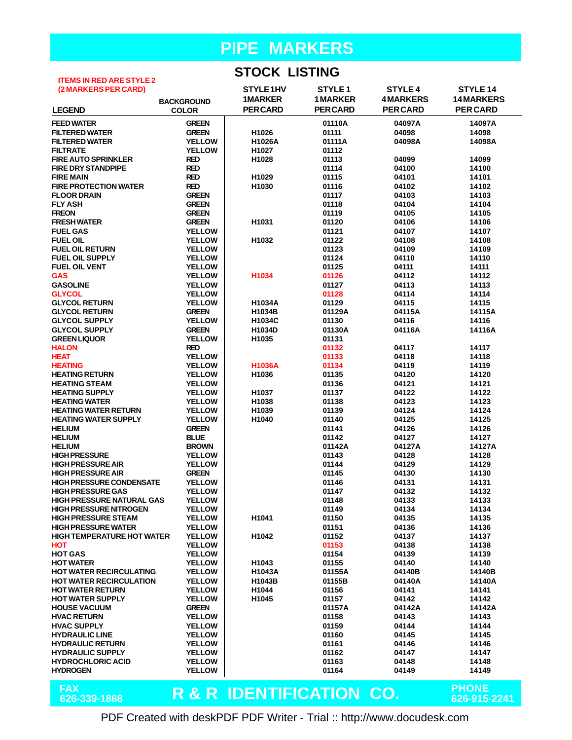# PIPE MARKERS

## STOCK LISTING

ITEMS IN RED ARE STYLE 2 (2 MARKERS PER CARD)

| LEGEND | BACKGROUND COLOR | STYLE 1HV 1MARKER PER CARD | STYLE 1 1 MARKER PER CARD | STYLE 4 4 MARKERS PER CARD | STYLE 14 14 MARKERS PER CARD |
|---|---|---|---|---|---|
| FEED WATER | GREEN | | 01110A | 04097A | 14097A |
| FILTERED WATER | GREEN | H1026 | 01111 | 04098 | 14098 |
| FILTERED WATER | YELLOW | H1026A | 01111A | 04098A | 14098A |
| FILTRATE | YELLOW | H1027 | 01112 | | |
| FIRE AUTO SPRINKLER | RED | H1028 | 01113 | 04099 | 14099 |
| FIRE DRY STANDPIPE | RED | | 01114 | 04100 | 14100 |
| FIRE MAIN | RED | H1029 | 01115 | 04101 | 14101 |
| FIRE PROTECTION WATER | RED | H1030 | 01116 | 04102 | 14102 |
| FLOOR DRAIN | GREEN | | 01117 | 04103 | 14103 |
| FLY ASH | GREEN | | 01118 | 04104 | 14104 |
| FREON | GREEN | | 01119 | 04105 | 14105 |
| FRESH WATER | GREEN | H1031 | 01120 | 04106 | 14106 |
| FUEL GAS | YELLOW | | 01121 | 04107 | 14107 |
| FUEL OIL | YELLOW | H1032 | 01122 | 04108 | 14108 |
| FUEL OIL RETURN | YELLOW | | 01123 | 04109 | 14109 |
| FUEL OIL SUPPLY | YELLOW | | 01124 | 04110 | 14110 |
| FUEL OIL VENT | YELLOW | | 01125 | 04111 | 14111 |
| GAS | YELLOW | H1034 | 01126 | 04112 | 14112 |
| GASOLINE | YELLOW | | 01127 | 04113 | 14113 |
| GLYCOL | YELLOW | | 01128 | 04114 | 14114 |
| GLYCOL RETURN | YELLOW | H1034A | 01129 | 04115 | 14115 |
| GLYCOL RETURN | GREEN | H1034B | 01129A | 04115A | 14115A |
| GLYCOL SUPPLY | YELLOW | H1034C | 01130 | 04116 | 14116 |
| GLYCOL SUPPLY | GREEN | H1034D | 01130A | 04116A | 14116A |
| GREEN LIQUOR | YELLOW | H1035 | 01131 | | |
| HALON | RED | | 01132 | 04117 | 14117 |
| HEAT | YELLOW | | 01133 | 04118 | 14118 |
| HEATING | YELLOW | H1036A | 01134 | 04119 | 14119 |
| HEATING RETURN | YELLOW | H1036 | 01135 | 04120 | 14120 |
| HEATING STEAM | YELLOW | | 01136 | 04121 | 14121 |
| HEATING SUPPLY | YELLOW | H1037 | 01137 | 04122 | 14122 |
| HEATING WATER | YELLOW | H1038 | 01138 | 04123 | 14123 |
| HEATING WATER RETURN | YELLOW | H1039 | 01139 | 04124 | 14124 |
| HEATING WATER SUPPLY | YELLOW | H1040 | 01140 | 04125 | 14125 |
| HELIUM | GREEN | | 01141 | 04126 | 14126 |
| HELIUM | BLUE | | 01142 | 04127 | 14127 |
| HELIUM | BROWN | | 01142A | 04127A | 14127A |
| HIGH PRESSURE | YELLOW | | 01143 | 04128 | 14128 |
| HIGH PRESSURE AIR | YELLOW | | 01144 | 04129 | 14129 |
| HIGH PRESSURE AIR | GREEN | | 01145 | 04130 | 14130 |
| HIGH PRESSURE CONDENSATE | YELLOW | | 01146 | 04131 | 14131 |
| HIGH PRESSURE GAS | YELLOW | | 01147 | 04132 | 14132 |
| HIGH PRESSURE NATURAL GAS | YELLOW | | 01148 | 04133 | 14133 |
| HIGH PRESSURE NITROGEN | YELLOW | | 01149 | 04134 | 14134 |
| HIGH PRESSURE STEAM | YELLOW | H1041 | 01150 | 04135 | 14135 |
| HIGH PRESSURE WATER | YELLOW | | 01151 | 04136 | 14136 |
| HIGH TEMPERATURE HOT WATER | YELLOW | H1042 | 01152 | 04137 | 14137 |
| HOT | YELLOW | | 01153 | 04138 | 14138 |
| HOT GAS | YELLOW | | 01154 | 04139 | 14139 |
| HOT WATER | YELLOW | H1043 | 01155 | 04140 | 14140 |
| HOT WATER RECIRCULATING | YELLOW | H1043A | 01155A | 04140B | 14140B |
| HOT WATER RECIRCULATION | YELLOW | H1043B | 01155B | 04140A | 14140A |
| HOT WATER RETURN | YELLOW | H1044 | 01156 | 04141 | 14141 |
| HOT WATER SUPPLY | YELLOW | H1045 | 01157 | 04142 | 14142 |
| HOUSE VACUUM | GREEN | | 01157A | 04142A | 14142A |
| HVAC RETURN | YELLOW | | 01158 | 04143 | 14143 |
| HVAC SUPPLY | YELLOW | | 01159 | 04144 | 14144 |
| HYDRAULIC LINE | YELLOW | | 01160 | 04145 | 14145 |
| HYDRAULIC RETURN | YELLOW | | 01161 | 04146 | 14146 |
| HYDRAULIC SUPPLY | YELLOW | | 01162 | 04147 | 14147 |
| HYDROCHLORIC ACID | YELLOW | | 01163 | 04148 | 14148 |
| HYDROGEN | YELLOW | | 01164 | 04149 | 14149 |

FAX 626-339-1868 **R & R IDENTIFICATION CO.** PHONE 626-915-2241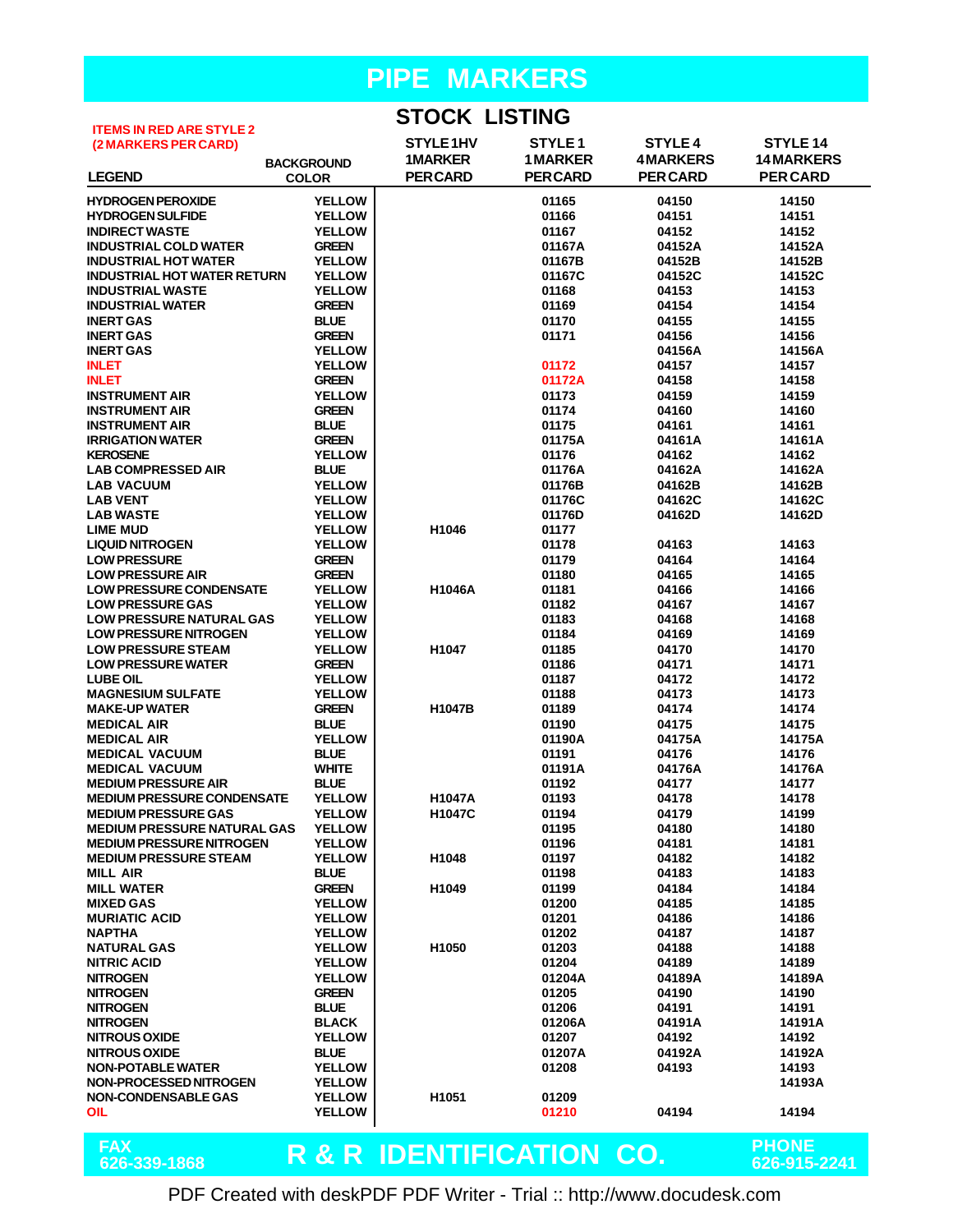# PIPE MARKERS

## STOCK LISTING

ITEMS IN RED ARE STYLE 2 (2 MARKERS PER CARD)

| LEGEND | BACKGROUND COLOR | STYLE 1HV 1MARKER PER CARD | STYLE 1 1MARKER PER CARD | STYLE 4 4MARKERS PER CARD | STYLE 14 14MARKERS PER CARD |
|---|---|---|---|---|---|
| HYDROGEN PEROXIDE | YELLOW | | 01165 | 04150 | 14150 |
| HYDROGEN SULFIDE | YELLOW | | 01166 | 04151 | 14151 |
| INDIRECT WASTE | YELLOW | | 01167 | 04152 | 14152 |
| INDUSTRIAL COLD WATER | GREEN | | 01167A | 04152A | 14152A |
| INDUSTRIAL HOT WATER | YELLOW | | 01167B | 04152B | 14152B |
| INDUSTRIAL HOT WATER RETURN | YELLOW | | 01167C | 04152C | 14152C |
| INDUSTRIAL WASTE | YELLOW | | 01168 | 04153 | 14153 |
| INDUSTRIAL WATER | GREEN | | 01169 | 04154 | 14154 |
| INERT GAS | BLUE | | 01170 | 04155 | 14155 |
| INERT GAS | GREEN | | 01171 | 04156 | 14156 |
| INERT GAS | YELLOW | | | 04156A | 14156A |
| INLET | YELLOW | | 01172 | 04157 | 14157 |
| INLET | GREEN | | 01172A | 04158 | 14158 |
| INSTRUMENT AIR | YELLOW | | 01173 | 04159 | 14159 |
| INSTRUMENT AIR | GREEN | | 01174 | 04160 | 14160 |
| INSTRUMENT AIR | BLUE | | 01175 | 04161 | 14161 |
| IRRIGATION WATER | GREEN | | 01175A | 04161A | 14161A |
| KEROSENE | YELLOW | | 01176 | 04162 | 14162 |
| LAB COMPRESSED AIR | BLUE | | 01176A | 04162A | 14162A |
| LAB VACUUM | YELLOW | | 01176B | 04162B | 14162B |
| LAB VENT | YELLOW | | 01176C | 04162C | 14162C |
| LAB WASTE | YELLOW | | 01176D | 04162D | 14162D |
| LIME MUD | YELLOW | H1046 | 01177 | | |
| LIQUID NITROGEN | YELLOW | | 01178 | 04163 | 14163 |
| LOW PRESSURE | GREEN | | 01179 | 04164 | 14164 |
| LOW PRESSURE AIR | GREEN | | 01180 | 04165 | 14165 |
| LOW PRESSURE CONDENSATE | YELLOW | H1046A | 01181 | 04166 | 14166 |
| LOW PRESSURE GAS | YELLOW | | 01182 | 04167 | 14167 |
| LOW PRESSURE NATURAL GAS | YELLOW | | 01183 | 04168 | 14168 |
| LOW PRESSURE NITROGEN | YELLOW | | 01184 | 04169 | 14169 |
| LOW PRESSURE STEAM | YELLOW | H1047 | 01185 | 04170 | 14170 |
| LOW PRESSURE WATER | GREEN | | 01186 | 04171 | 14171 |
| LUBE OIL | YELLOW | | 01187 | 04172 | 14172 |
| MAGNESIUM SULFATE | YELLOW | | 01188 | 04173 | 14173 |
| MAKE-UP WATER | GREEN | H1047B | 01189 | 04174 | 14174 |
| MEDICAL AIR | BLUE | | 01190 | 04175 | 14175 |
| MEDICAL AIR | YELLOW | | 01190A | 04175A | 14175A |
| MEDICAL VACUUM | BLUE | | 01191 | 04176 | 14176 |
| MEDICAL VACUUM | WHITE | | 01191A | 04176A | 14176A |
| MEDIUM PRESSURE AIR | BLUE | | 01192 | 04177 | 14177 |
| MEDIUM PRESSURE CONDENSATE | YELLOW | H1047A | 01193 | 04178 | 14178 |
| MEDIUM PRESSURE GAS | YELLOW | H1047C | 01194 | 04179 | 14199 |
| MEDIUM PRESSURE NATURAL GAS | YELLOW | | 01195 | 04180 | 14180 |
| MEDIUM PRESSURE NITROGEN | YELLOW | | 01196 | 04181 | 14181 |
| MEDIUM PRESSURE STEAM | YELLOW | H1048 | 01197 | 04182 | 14182 |
| MILL AIR | BLUE | | 01198 | 04183 | 14183 |
| MILL WATER | GREEN | H1049 | 01199 | 04184 | 14184 |
| MIXED GAS | YELLOW | | 01200 | 04185 | 14185 |
| MURIATIC ACID | YELLOW | | 01201 | 04186 | 14186 |
| NAPTHA | YELLOW | | 01202 | 04187 | 14187 |
| NATURAL GAS | YELLOW | H1050 | 01203 | 04188 | 14188 |
| NITRIC ACID | YELLOW | | 01204 | 04189 | 14189 |
| NITROGEN | YELLOW | | 01204A | 04189A | 14189A |
| NITROGEN | GREEN | | 01205 | 04190 | 14190 |
| NITROGEN | BLUE | | 01206 | 04191 | 14191 |
| NITROGEN | BLACK | | 01206A | 04191A | 14191A |
| NITROUS OXIDE | YELLOW | | 01207 | 04192 | 14192 |
| NITROUS OXIDE | BLUE | | 01207A | 04192A | 14192A |
| NON-POTABLE WATER | YELLOW | | 01208 | 04193 | 14193 |
| NON-PROCESSED NITROGEN | YELLOW | | | | 14193A |
| NON-CONDENSABLE GAS | YELLOW | H1051 | 01209 | | |
| OIL | YELLOW | | 01210 | 04194 | 14194 |

FAX 626-339-1868 **R & R IDENTIFICATION CO.** PHONE 626-915-2241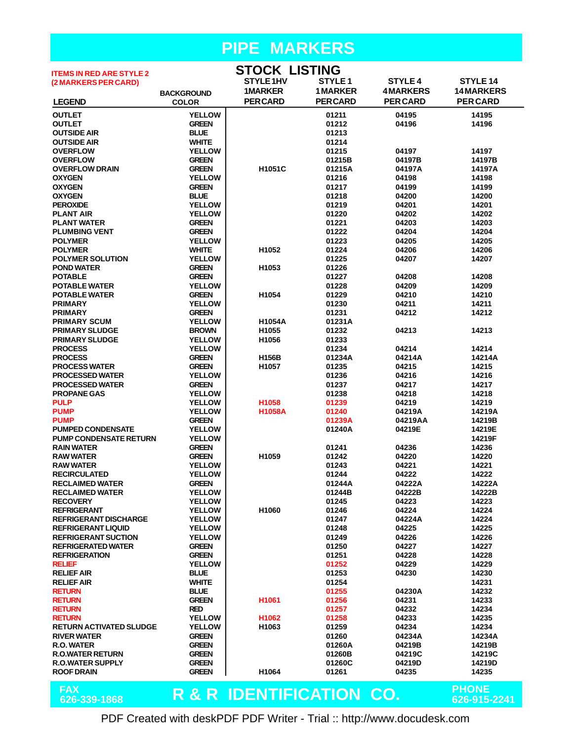# PIPE MARKERS

## STOCK LISTING

ITEMS IN RED ARE STYLE 2 (2 MARKERS PER CARD)

| LEGEND | BACKGROUND COLOR | STYLE 1HV 1MARKER PER CARD | STYLE 1 1 MARKER PER CARD | STYLE 4 4 MARKERS PER CARD | STYLE 14 14 MARKERS PER CARD |
|---|---|---|---|---|---|
| OUTLET | YELLOW | | 01211 | 04195 | 14195 |
| OUTLET | GREEN | | 01212 | 04196 | 14196 |
| OUTSIDE AIR | BLUE | | 01213 | | |
| OUTSIDE AIR | WHITE | | 01214 | | |
| OVERFLOW | YELLOW | | 01215 | 04197 | 14197 |
| OVERFLOW | GREEN | | 01215B | 04197B | 14197B |
| OVERFLOW DRAIN | GREEN | H1051C | 01215A | 04197A | 14197A |
| OXYGEN | YELLOW | | 01216 | 04198 | 14198 |
| OXYGEN | GREEN | | 01217 | 04199 | 14199 |
| OXYGEN | BLUE | | 01218 | 04200 | 14200 |
| PEROXIDE | YELLOW | | 01219 | 04201 | 14201 |
| PLANT AIR | YELLOW | | 01220 | 04202 | 14202 |
| PLANT WATER | GREEN | | 01221 | 04203 | 14203 |
| PLUMBING VENT | GREEN | | 01222 | 04204 | 14204 |
| POLYMER | YELLOW | | 01223 | 04205 | 14205 |
| POLYMER | WHITE | H1052 | 01224 | 04206 | 14206 |
| POLYMER SOLUTION | YELLOW | | 01225 | 04207 | 14207 |
| POND WATER | GREEN | H1053 | 01226 | | |
| POTABLE | GREEN | | 01227 | 04208 | 14208 |
| POTABLE WATER | YELLOW | | 01228 | 04209 | 14209 |
| POTABLE WATER | GREEN | H1054 | 01229 | 04210 | 14210 |
| PRIMARY | YELLOW | | 01230 | 04211 | 14211 |
| PRIMARY | GREEN | | 01231 | 04212 | 14212 |
| PRIMARY SCUM | YELLOW | H1054A | 01231A | | |
| PRIMARY SLUDGE | BROWN | H1055 | 01232 | 04213 | 14213 |
| PRIMARY SLUDGE | YELLOW | H1056 | 01233 | | |
| PROCESS | YELLOW | | 01234 | 04214 | 14214 |
| PROCESS | GREEN | H156B | 01234A | 04214A | 14214A |
| PROCESS WATER | GREEN | H1057 | 01235 | 04215 | 14215 |
| PROCESSED WATER | YELLOW | | 01236 | 04216 | 14216 |
| PROCESSED WATER | GREEN | | 01237 | 04217 | 14217 |
| PROPANE GAS | YELLOW | | 01238 | 04218 | 14218 |
| PULP | YELLOW | H1058 | 01239 | 04219 | 14219 |
| PUMP | YELLOW | H1058A | 01240 | 04219A | 14219A |
| PUMP | GREEN | | 01239A | 04219AA | 14219B |
| PUMPED CONDENSATE | YELLOW | | 01240A | 04219E | 14219E |
| PUMP CONDENSATE RETURN | YELLOW | | | | 14219F |
| RAIN WATER | GREEN | | 01241 | 04236 | 14236 |
| RAW WATER | GREEN | H1059 | 01242 | 04220 | 14220 |
| RAW WATER | YELLOW | | 01243 | 04221 | 14221 |
| RECIRCULATED | YELLOW | | 01244 | 04222 | 14222 |
| RECLAIMED WATER | GREEN | | 01244A | 04222A | 14222A |
| RECLAIMED WATER | YELLOW | | 01244B | 04222B | 14222B |
| RECOVERY | YELLOW | | 01245 | 04223 | 14223 |
| REFRIGERANT | YELLOW | H1060 | 01246 | 04224 | 14224 |
| REFRIGERANT DISCHARGE | YELLOW | | 01247 | 04224A | 14224 |
| REFRIGERANT LIQUID | YELLOW | | 01248 | 04225 | 14225 |
| REFRIGERANT SUCTION | YELLOW | | 01249 | 04226 | 14226 |
| REFRIGERATED WATER | GREEN | | 01250 | 04227 | 14227 |
| REFRIGERATION | GREEN | | 01251 | 04228 | 14228 |
| RELIEF | YELLOW | | 01252 | 04229 | 14229 |
| RELIEF AIR | BLUE | | 01253 | 04230 | 14230 |
| RELIEF AIR | WHITE | | 01254 | | 14231 |
| RETURN | BLUE | | 01255 | 04230A | 14232 |
| RETURN | GREEN | H1061 | 01256 | 04231 | 14233 |
| RETURN | RED | | 01257 | 04232 | 14234 |
| RETURN | YELLOW | H1062 | 01258 | 04233 | 14235 |
| RETURN ACTIVATED SLUDGE | YELLOW | H1063 | 01259 | 04234 | 14234 |
| RIVER WATER | GREEN | | 01260 | 04234A | 14234A |
| R.O. WATER | GREEN | | 01260A | 04219B | 14219B |
| R.O.WATER RETURN | GREEN | | 01260B | 04219C | 14219C |
| R.O.WATER SUPPLY | GREEN | | 01260C | 04219D | 14219D |
| ROOF DRAIN | GREEN | H1064 | 01261 | 04235 | 14235 |

FAX 626-339-1868 — **R & R IDENTIFICATION CO.** — PHONE 626-915-2241

PDF Created with deskPDF PDF Writer - Trial :: http://www.docudesk.com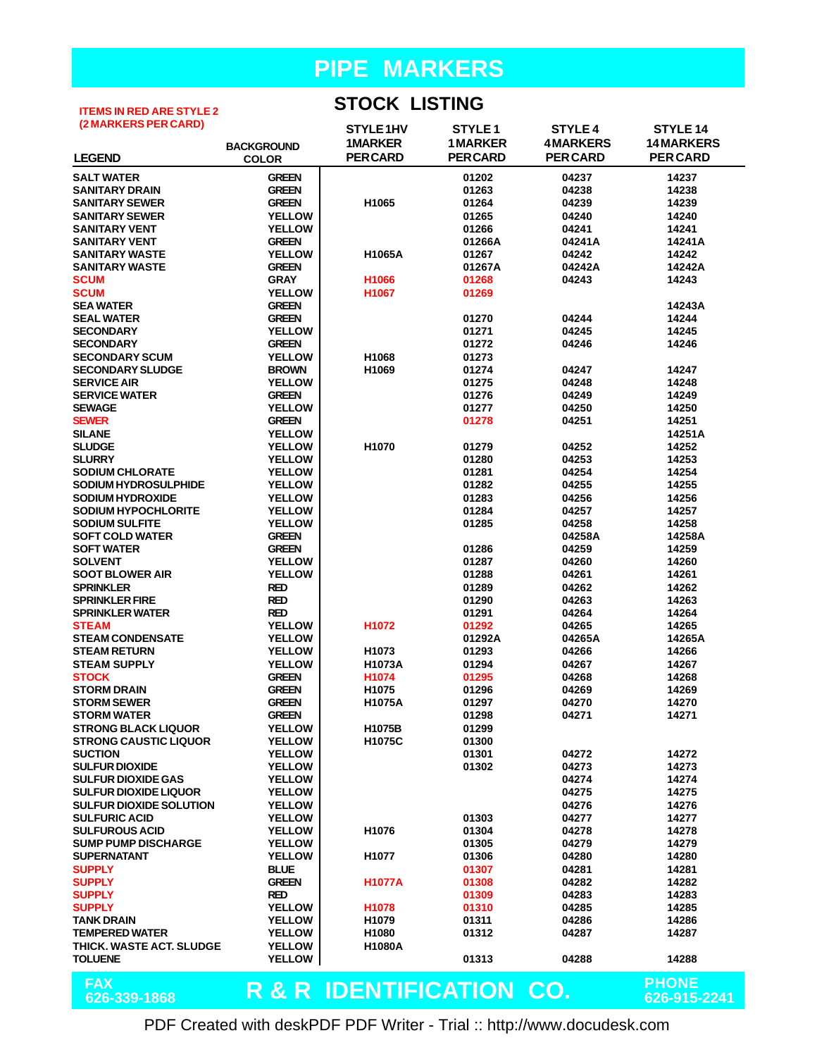# PIPE MARKERS

## STOCK LISTING

ITEMS IN RED ARE STYLE 2 (2 MARKERS PER CARD)

| LEGEND | BACKGROUND COLOR | STYLE 1HV 1MARKER PER CARD | STYLE 1 1MARKER PER CARD | STYLE 4 4MARKERS PER CARD | STYLE 14 14MARKERS PER CARD |
|---|---|---|---|---|---|
| SALT WATER | GREEN | | 01202 | 04237 | 14237 |
| SANITARY DRAIN | GREEN | | 01263 | 04238 | 14238 |
| SANITARY SEWER | GREEN | H1065 | 01264 | 04239 | 14239 |
| SANITARY SEWER | YELLOW | | 01265 | 04240 | 14240 |
| SANITARY VENT | YELLOW | | 01266 | 04241 | 14241 |
| SANITARY VENT | GREEN | | 01266A | 04241A | 14241A |
| SANITARY WASTE | YELLOW | H1065A | 01267 | 04242 | 14242 |
| SANITARY WASTE | GREEN | | 01267A | 04242A | 14242A |
| SCUM | GRAY | H1066 | 01268 | 04243 | 14243 |
| SCUM | YELLOW | H1067 | 01269 | | |
| SEA WATER | GREEN | | | | 14243A |
| SEAL WATER | GREEN | | 01270 | 04244 | 14244 |
| SECONDARY | YELLOW | | 01271 | 04245 | 14245 |
| SECONDARY | GREEN | | 01272 | 04246 | 14246 |
| SECONDARY SCUM | YELLOW | H1068 | 01273 | | |
| SECONDARY SLUDGE | BROWN | H1069 | 01274 | 04247 | 14247 |
| SERVICE AIR | YELLOW | | 01275 | 04248 | 14248 |
| SERVICE WATER | GREEN | | 01276 | 04249 | 14249 |
| SEWAGE | YELLOW | | 01277 | 04250 | 14250 |
| SEWER | GREEN | | 01278 | 04251 | 14251 |
| SILANE | YELLOW | | | | 14251A |
| SLUDGE | YELLOW | H1070 | 01279 | 04252 | 14252 |
| SLURRY | YELLOW | | 01280 | 04253 | 14253 |
| SODIUM CHLORATE | YELLOW | | 01281 | 04254 | 14254 |
| SODIUM HYDROSULPHIDE | YELLOW | | 01282 | 04255 | 14255 |
| SODIUM HYDROXIDE | YELLOW | | 01283 | 04256 | 14256 |
| SODIUM HYPOCHLORITE | YELLOW | | 01284 | 04257 | 14257 |
| SODIUM SULFITE | YELLOW | | 01285 | 04258 | 14258 |
| SOFT COLD WATER | GREEN | | | 04258A | 14258A |
| SOFT WATER | GREEN | | 01286 | 04259 | 14259 |
| SOLVENT | YELLOW | | 01287 | 04260 | 14260 |
| SOOT BLOWER AIR | YELLOW | | 01288 | 04261 | 14261 |
| SPRINKLER | RED | | 01289 | 04262 | 14262 |
| SPRINKLER FIRE | RED | | 01290 | 04263 | 14263 |
| SPRINKLER WATER | RED | | 01291 | 04264 | 14264 |
| STEAM | YELLOW | H1072 | 01292 | 04265 | 14265 |
| STEAM CONDENSATE | YELLOW | | 01292A | 04265A | 14265A |
| STEAM RETURN | YELLOW | H1073 | 01293 | 04266 | 14266 |
| STEAM SUPPLY | YELLOW | H1073A | 01294 | 04267 | 14267 |
| STOCK | GREEN | H1074 | 01295 | 04268 | 14268 |
| STORM DRAIN | GREEN | H1075 | 01296 | 04269 | 14269 |
| STORM SEWER | GREEN | H1075A | 01297 | 04270 | 14270 |
| STORM WATER | GREEN | | 01298 | 04271 | 14271 |
| STRONG BLACK LIQUOR | YELLOW | H1075B | 01299 | | |
| STRONG CAUSTIC LIQUOR | YELLOW | H1075C | 01300 | | |
| SUCTION | YELLOW | | 01301 | 04272 | 14272 |
| SULFUR DIOXIDE | YELLOW | | 01302 | 04273 | 14273 |
| SULFUR DIOXIDE GAS | YELLOW | | | 04274 | 14274 |
| SULFUR DIOXIDE LIQUOR | YELLOW | | | 04275 | 14275 |
| SULFUR DIOXIDE SOLUTION | YELLOW | | | 04276 | 14276 |
| SULFURIC ACID | YELLOW | | 01303 | 04277 | 14277 |
| SULFUROUS ACID | YELLOW | H1076 | 01304 | 04278 | 14278 |
| SUMP PUMP DISCHARGE | YELLOW | | 01305 | 04279 | 14279 |
| SUPERNATANT | YELLOW | H1077 | 01306 | 04280 | 14280 |
| SUPPLY | BLUE | | 01307 | 04281 | 14281 |
| SUPPLY | GREEN | H1077A | 01308 | 04282 | 14282 |
| SUPPLY | RED | | 01309 | 04283 | 14283 |
| SUPPLY | YELLOW | H1078 | 01310 | 04285 | 14285 |
| TANK DRAIN | YELLOW | H1079 | 01311 | 04286 | 14286 |
| TEMPERED WATER | YELLOW | H1080 | 01312 | 04287 | 14287 |
| THICK. WASTE ACT. SLUDGE | YELLOW | H1080A | | | |
| TOLUENE | YELLOW | | 01313 | 04288 | 14288 |

FAX 626-339-1868 **R & R IDENTIFICATION CO.** PHONE 626-915-2241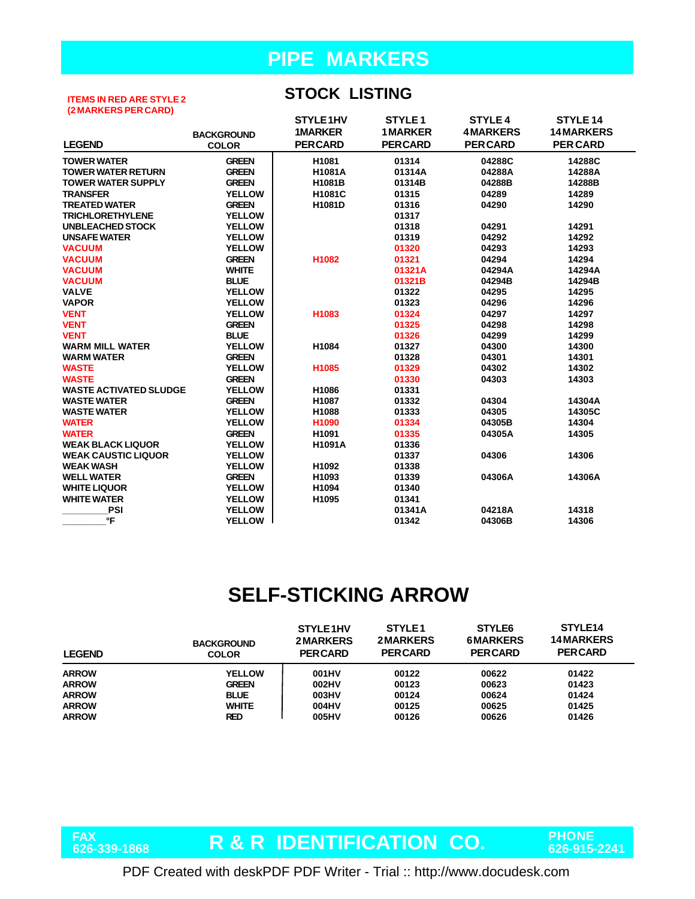# PIPE MARKERS

ITEMS IN RED ARE STYLE 2 (2 MARKERS PER CARD)

## STOCK LISTING

| LEGEND | BACKGROUND COLOR | STYLE 1HV 1MARKER PERCARD | STYLE 1 1MARKER PERCARD | STYLE 4 4MARKERS PERCARD | STYLE 14 14MARKERS PER CARD |
|---|---|---|---|---|---|
| TOWER WATER | GREEN | H1081 | 01314 | 04288C | 14288C |
| TOWER WATER RETURN | GREEN | H1081A | 01314A | 04288A | 14288A |
| TOWER WATER SUPPLY | GREEN | H1081B | 01314B | 04288B | 14288B |
| TRANSFER | YELLOW | H1081C | 01315 | 04289 | 14289 |
| TREATED WATER | GREEN | H1081D | 01316 | 04290 | 14290 |
| TRICHLORETHYLENE | YELLOW | | 01317 | | |
| UNBLEACHED STOCK | YELLOW | | 01318 | 04291 | 14291 |
| UNSAFE WATER | YELLOW | | 01319 | 04292 | 14292 |
| VACUUM | YELLOW | | 01320 | 04293 | 14293 |
| VACUUM | GREEN | H1082 | 01321 | 04294 | 14294 |
| VACUUM | WHITE | | 01321A | 04294A | 14294A |
| VACUUM | BLUE | | 01321B | 04294B | 14294B |
| VALVE | YELLOW | | 01322 | 04295 | 14295 |
| VAPOR | YELLOW | | 01323 | 04296 | 14296 |
| VENT | YELLOW | H1083 | 01324 | 04297 | 14297 |
| VENT | GREEN | | 01325 | 04298 | 14298 |
| VENT | BLUE | | 01326 | 04299 | 14299 |
| WARM MILL WATER | YELLOW | H1084 | 01327 | 04300 | 14300 |
| WARM WATER | GREEN | | 01328 | 04301 | 14301 |
| WASTE | YELLOW | H1085 | 01329 | 04302 | 14302 |
| WASTE | GREEN | | 01330 | 04303 | 14303 |
| WASTE ACTIVATED SLUDGE | YELLOW | H1086 | 01331 | | |
| WASTE WATER | GREEN | H1087 | 01332 | 04304 | 14304A |
| WASTE WATER | YELLOW | H1088 | 01333 | 04305 | 14305C |
| WATER | YELLOW | H1090 | 01334 | 04305B | 14304 |
| WATER | GREEN | H1091 | 01335 | 04305A | 14305 |
| WEAK BLACK LIQUOR | YELLOW | H1091A | 01336 | | |
| WEAK CAUSTIC LIQUOR | YELLOW | | 01337 | 04306 | 14306 |
| WEAK WASH | YELLOW | H1092 | 01338 | | |
| WELL WATER | GREEN | H1093 | 01339 | 04306A | 14306A |
| WHITE LIQUOR | YELLOW | H1094 | 01340 | | |
| WHITE WATER | YELLOW | H1095 | 01341 | | |
| ________PSI | YELLOW | | 01341A | 04218A | 14318 |
| ________°F | YELLOW | | 01342 | 04306B | 14306 |

## SELF-STICKING ARROW

| LEGEND | BACKGROUND COLOR | STYLE1HV 2MARKERS PERCARD | STYLE1 2MARKERS PERCARD | STYLE6 6MARKERS PERCARD | STYLE14 14MARKERS PERCARD |
|---|---|---|---|---|---|
| ARROW | YELLOW | 001HV | 00122 | 00622 | 01422 |
| ARROW | GREEN | 002HV | 00123 | 00623 | 01423 |
| ARROW | BLUE | 003HV | 00124 | 00624 | 01424 |
| ARROW | WHITE | 004HV | 00125 | 00625 | 01425 |
| ARROW | RED | 005HV | 00126 | 00626 | 01426 |

FAX 626-339-1868 **R & R IDENTIFICATION CO.** PHONE 626-915-2241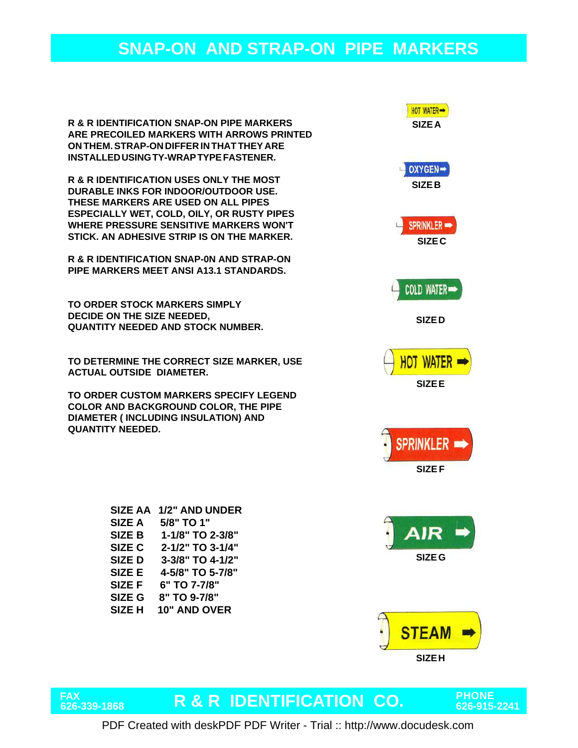# SNAP-ON AND STRAP-ON PIPE MARKERS

R & R IDENTIFICATION SNAP-ON PIPE MARKERS ARE PRECOILED MARKERS WITH ARROWS PRINTED ON THEM. STRAP-ON DIFFER IN THAT THEY ARE INSTALLED USING TY-WRAP TYPE FASTENER.

R & R IDENTIFICATION USES ONLY THE MOST DURABLE INKS FOR INDOOR/OUTDOOR USE. THESE MARKERS ARE USED ON ALL PIPES ESPECIALLY WET, COLD, OILY, OR RUSTY PIPES WHERE PRESSURE SENSITIVE MARKERS WON'T STICK. AN ADHESIVE STRIP IS ON THE MARKER.

R & R IDENTIFICATION SNAP-0N AND STRAP-ON PIPE MARKERS MEET ANSI A13.1 STANDARDS.

TO ORDER STOCK MARKERS SIMPLY DECIDE ON THE SIZE NEEDED, QUANTITY NEEDED AND STOCK NUMBER.

TO DETERMINE THE CORRECT SIZE MARKER, USE ACTUAL OUTSIDE DIAMETER.

TO ORDER CUSTOM MARKERS SPECIFY LEGEND COLOR AND BACKGROUND COLOR, THE PIPE DIAMETER ( INCLUDING INSULATION) AND QUANTITY NEEDED.

| SIZE | DIAMETER |
|---|---|
| SIZE AA | 1/2" AND UNDER |
| SIZE A | 5/8" TO 1" |
| SIZE B | 1-1/8" TO 2-3/8" |
| SIZE C | 2-1/2" TO 3-1/4" |
| SIZE D | 3-3/8" TO 4-1/2" |
| SIZE E | 4-5/8" TO 5-7/8" |
| SIZE F | 6" TO 7-7/8" |
| SIZE G | 8" TO 9-7/8" |
| SIZE H | 10" AND OVER |

HOT WATER ➡
SIZE A

OXYGEN ➡
SIZE B

SPRINKLER ➡
SIZE C

COLD WATER ➡
SIZE D

HOT WATER ➡
SIZE E

SPRINKLER ➡
SIZE F

AIR ➡
SIZE G

STEAM ➡
SIZE H

FAX 626-339-1868 **R & R IDENTIFICATION CO.** PHONE 626-915-2241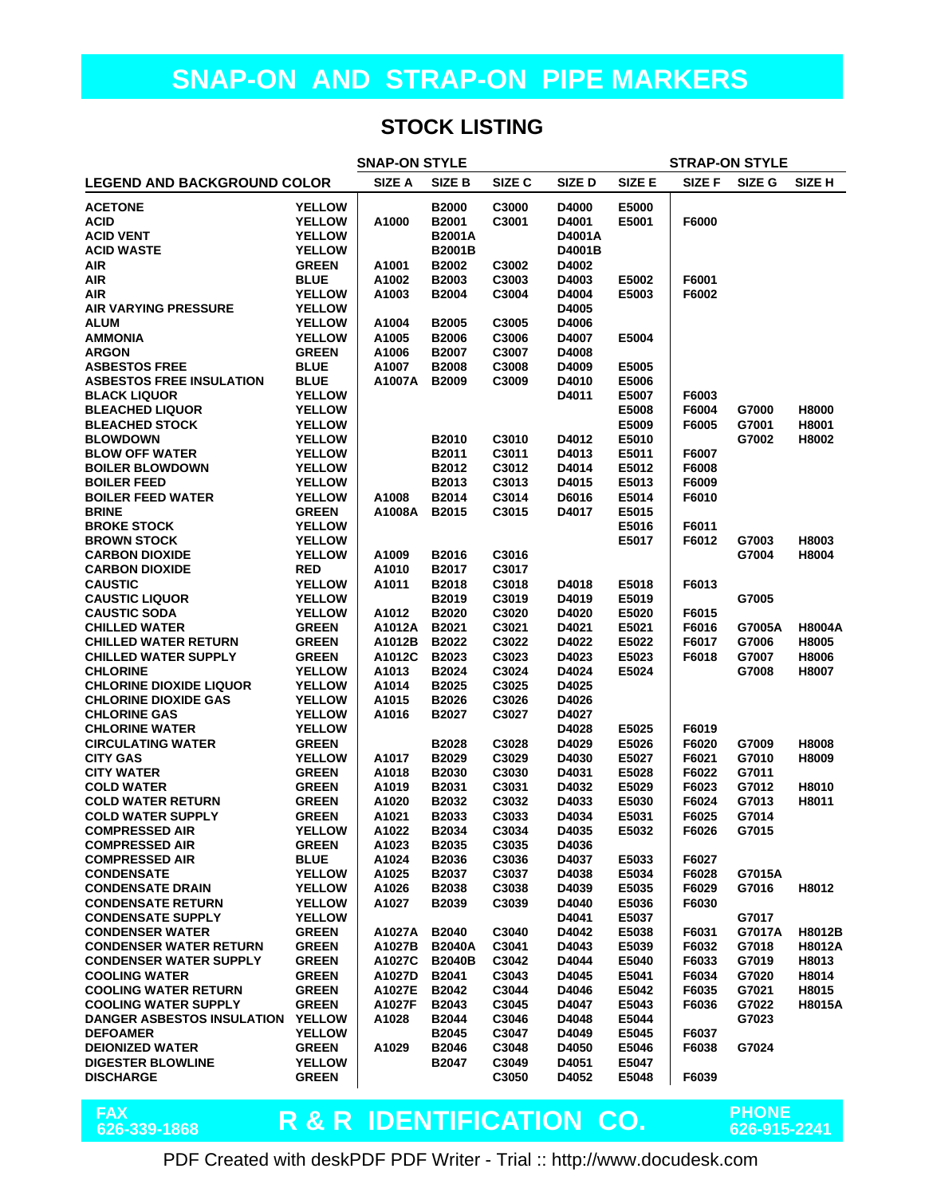# SNAP-ON AND STRAP-ON PIPE MARKERS

## STOCK LISTING

| LEGEND AND BACKGROUND COLOR | | SNAP-ON STYLE SIZE A | SIZE B | SIZE C | SIZE D | SIZE E | STRAP-ON STYLE SIZE F | SIZE G | SIZE H |
|---|---|---|---|---|---|---|---|---|---|
| ACETONE | YELLOW | | B2000 | C3000 | D4000 | E5000 | | | |
| ACID | YELLOW | A1000 | B2001 | C3001 | D4001 | E5001 | F6000 | | |
| ACID VENT | YELLOW | | B2001A | | D4001A | | | | |
| ACID WASTE | YELLOW | | B2001B | | D4001B | | | | |
| AIR | GREEN | A1001 | B2002 | C3002 | D4002 | | | | |
| AIR | BLUE | A1002 | B2003 | C3003 | D4003 | E5002 | F6001 | | |
| AIR | YELLOW | A1003 | B2004 | C3004 | D4004 | E5003 | F6002 | | |
| AIR VARYING PRESSURE | YELLOW | | | | D4005 | | | | |
| ALUM | YELLOW | A1004 | B2005 | C3005 | D4006 | | | | |
| AMMONIA | YELLOW | A1005 | B2006 | C3006 | D4007 | E5004 | | | |
| ARGON | GREEN | A1006 | B2007 | C3007 | D4008 | | | | |
| ASBESTOS FREE | BLUE | A1007 | B2008 | C3008 | D4009 | E5005 | | | |
| ASBESTOS FREE INSULATION | BLUE | A1007A | B2009 | C3009 | D4010 | E5006 | | | |
| BLACK LIQUOR | YELLOW | | | | D4011 | E5007 | F6003 | | |
| BLEACHED LIQUOR | YELLOW | | | | | E5008 | F6004 | G7000 | H8000 |
| BLEACHED STOCK | YELLOW | | | | | E5009 | F6005 | G7001 | H8001 |
| BLOWDOWN | YELLOW | | B2010 | C3010 | D4012 | E5010 | | G7002 | H8002 |
| BLOW OFF WATER | YELLOW | | B2011 | C3011 | D4013 | E5011 | F6007 | | |
| BOILER BLOWDOWN | YELLOW | | B2012 | C3012 | D4014 | E5012 | F6008 | | |
| BOILER FEED | YELLOW | | B2013 | C3013 | D4015 | E5013 | F6009 | | |
| BOILER FEED WATER | YELLOW | A1008 | B2014 | C3014 | D6016 | E5014 | F6010 | | |
| BRINE | GREEN | A1008A | B2015 | C3015 | D4017 | E5015 | | | |
| BROKE STOCK | YELLOW | | | | | E5016 | F6011 | | |
| BROWN STOCK | YELLOW | | | | | E5017 | F6012 | G7003 | H8003 |
| CARBON DIOXIDE | YELLOW | A1009 | B2016 | C3016 | | | | G7004 | H8004 |
| CARBON DIOXIDE | RED | A1010 | B2017 | C3017 | | | | | |
| CAUSTIC | YELLOW | A1011 | B2018 | C3018 | D4018 | E5018 | F6013 | | |
| CAUSTIC LIQUOR | YELLOW | | B2019 | C3019 | D4019 | E5019 | | G7005 | |
| CAUSTIC SODA | YELLOW | A1012 | B2020 | C3020 | D4020 | E5020 | F6015 | | |
| CHILLED WATER | GREEN | A1012A | B2021 | C3021 | D4021 | E5021 | F6016 | G7005A | H8004A |
| CHILLED WATER RETURN | GREEN | A1012B | B2022 | C3022 | D4022 | E5022 | F6017 | G7006 | H8005 |
| CHILLED WATER SUPPLY | GREEN | A1012C | B2023 | C3023 | D4023 | E5023 | F6018 | G7007 | H8006 |
| CHLORINE | YELLOW | A1013 | B2024 | C3024 | D4024 | E5024 | | G7008 | H8007 |
| CHLORINE DIOXIDE LIQUOR | YELLOW | A1014 | B2025 | C3025 | D4025 | | | | |
| CHLORINE DIOXIDE GAS | YELLOW | A1015 | B2026 | C3026 | D4026 | | | | |
| CHLORINE GAS | YELLOW | A1016 | B2027 | C3027 | D4027 | | | | |
| CHLORINE WATER | YELLOW | | | | D4028 | E5025 | F6019 | | |
| CIRCULATING WATER | GREEN | | B2028 | C3028 | D4029 | E5026 | F6020 | G7009 | H8008 |
| CITY GAS | YELLOW | A1017 | B2029 | C3029 | D4030 | E5027 | F6021 | G7010 | H8009 |
| CITY WATER | GREEN | A1018 | B2030 | C3030 | D4031 | E5028 | F6022 | G7011 | |
| COLD WATER | GREEN | A1019 | B2031 | C3031 | D4032 | E5029 | F6023 | G7012 | H8010 |
| COLD WATER RETURN | GREEN | A1020 | B2032 | C3032 | D4033 | E5030 | F6024 | G7013 | H8011 |
| COLD WATER SUPPLY | GREEN | A1021 | B2033 | C3033 | D4034 | E5031 | F6025 | G7014 | |
| COMPRESSED AIR | YELLOW | A1022 | B2034 | C3034 | D4035 | E5032 | F6026 | G7015 | |
| COMPRESSED AIR | GREEN | A1023 | B2035 | C3035 | D4036 | | | | |
| COMPRESSED AIR | BLUE | A1024 | B2036 | C3036 | D4037 | E5033 | F6027 | | |
| CONDENSATE | YELLOW | A1025 | B2037 | C3037 | D4038 | E5034 | F6028 | G7015A | |
| CONDENSATE DRAIN | YELLOW | A1026 | B2038 | C3038 | D4039 | E5035 | F6029 | G7016 | H8012 |
| CONDENSATE RETURN | YELLOW | A1027 | B2039 | C3039 | D4040 | E5036 | F6030 | | |
| CONDENSATE SUPPLY | YELLOW | | | | D4041 | E5037 | | G7017 | |
| CONDENSER WATER | GREEN | A1027A | B2040 | C3040 | D4042 | E5038 | F6031 | G7017A | H8012B |
| CONDENSER WATER RETURN | GREEN | A1027B | B2040A | C3041 | D4043 | E5039 | F6032 | G7018 | H8012A |
| CONDENSER WATER SUPPLY | GREEN | A1027C | B2040B | C3042 | D4044 | E5040 | F6033 | G7019 | H8013 |
| COOLING WATER | GREEN | A1027D | B2041 | C3043 | D4045 | E5041 | F6034 | G7020 | H8014 |
| COOLING WATER RETURN | GREEN | A1027E | B2042 | C3044 | D4046 | E5042 | F6035 | G7021 | H8015 |
| COOLING WATER SUPPLY | GREEN | A1027F | B2043 | C3045 | D4047 | E5043 | F6036 | G7022 | H8015A |
| DANGER ASBESTOS INSULATION | YELLOW | A1028 | B2044 | C3046 | D4048 | E5044 | | G7023 | |
| DEFOAMER | YELLOW | | B2045 | C3047 | D4049 | E5045 | F6037 | | |
| DEIONIZED WATER | GREEN | A1029 | B2046 | C3048 | D4050 | E5046 | F6038 | G7024 | |
| DIGESTER BLOWLINE | YELLOW | | B2047 | C3049 | D4051 | E5047 | | | |
| DISCHARGE | GREEN | | | C3050 | D4052 | E5048 | F6039 | | |

FAX 626-339-1868 — **R & R IDENTIFICATION CO.** — PHONE 626-915-2241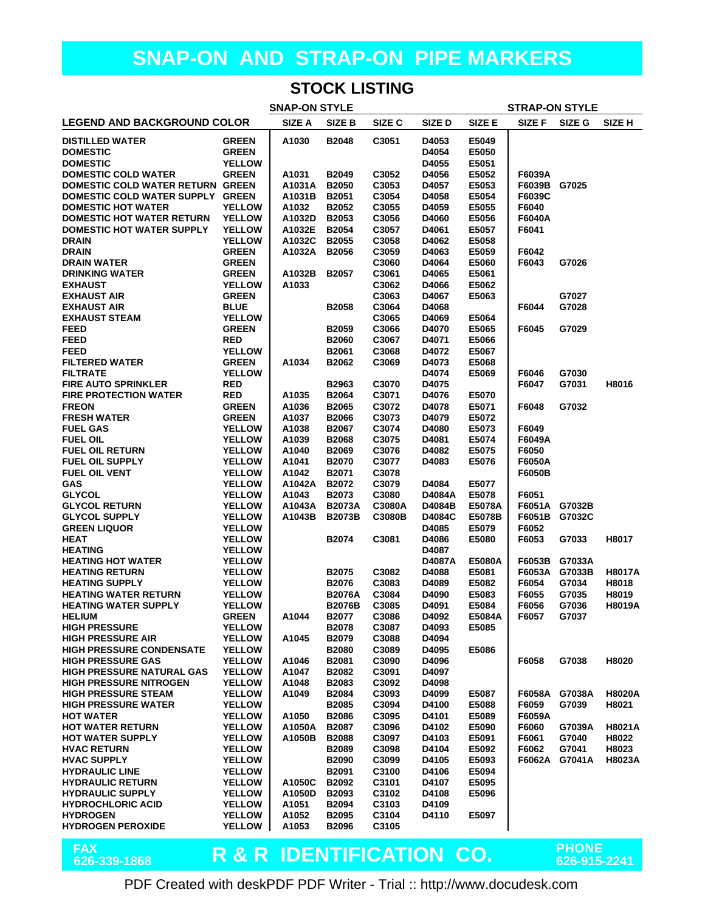# SNAP-ON AND STRAP-ON PIPE MARKERS

## STOCK LISTING

| LEGEND AND BACKGROUND COLOR | | SNAP-ON STYLE | | | | | STRAP-ON STYLE | | |
|---|---|---|---|---|---|---|---|---|---|
| | | SIZE A | SIZE B | SIZE C | SIZE D | SIZE E | SIZE F | SIZE G | SIZE H |
| DISTILLED WATER | GREEN | A1030 | B2048 | C3051 | D4053 | E5049 | | | |
| DOMESTIC | GREEN | | | | D4054 | E5050 | | | |
| DOMESTIC | YELLOW | | | | D4055 | E5051 | | | |
| DOMESTIC COLD WATER | GREEN | A1031 | B2049 | C3052 | D4056 | E5052 | F6039A | | |
| DOMESTIC COLD WATER RETURN | GREEN | A1031A | B2050 | C3053 | D4057 | E5053 | F6039B | G7025 | |
| DOMESTIC COLD WATER SUPPLY | GREEN | A1031B | B2051 | C3054 | D4058 | E5054 | F6039C | | |
| DOMESTIC HOT WATER | YELLOW | A1032 | B2052 | C3055 | D4059 | E5055 | F6040 | | |
| DOMESTIC HOT WATER RETURN | YELLOW | A1032D | B2053 | C3056 | D4060 | E5056 | F6040A | | |
| DOMESTIC HOT WATER SUPPLY | YELLOW | A1032E | B2054 | C3057 | D4061 | E5057 | F6041 | | |
| DRAIN | YELLOW | A1032C | B2055 | C3058 | D4062 | E5058 | | | |
| DRAIN | GREEN | A1032A | B2056 | C3059 | D4063 | E5059 | F6042 | | |
| DRAIN WATER | GREEN | | | C3060 | D4064 | E5060 | F6043 | G7026 | |
| DRINKING WATER | GREEN | A1032B | B2057 | C3061 | D4065 | E5061 | | | |
| EXHAUST | YELLOW | A1033 | | C3062 | D4066 | E5062 | | | |
| EXHAUST AIR | GREEN | | | C3063 | D4067 | E5063 | | G7027 | |
| EXHAUST AIR | BLUE | | B2058 | C3064 | D4068 | | F6044 | G7028 | |
| EXHAUST STEAM | YELLOW | | | C3065 | D4069 | E5064 | | | |
| FEED | GREEN | | B2059 | C3066 | D4070 | E5065 | F6045 | G7029 | |
| FEED | RED | | B2060 | C3067 | D4071 | E5066 | | | |
| FEED | YELLOW | | B2061 | C3068 | D4072 | E5067 | | | |
| FILTERED WATER | GREEN | A1034 | B2062 | C3069 | D4073 | E5068 | | | |
| FILTRATE | YELLOW | | | | D4074 | E5069 | F6046 | G7030 | |
| FIRE AUTO SPRINKLER | RED | | B2963 | C3070 | D4075 | | F6047 | G7031 | H8016 |
| FIRE PROTECTION WATER | RED | A1035 | B2064 | C3071 | D4076 | E5070 | | | |
| FREON | GREEN | A1036 | B2065 | C3072 | D4078 | E5071 | F6048 | G7032 | |
| FRESH WATER | GREEN | A1037 | B2066 | C3073 | D4079 | E5072 | | | |
| FUEL GAS | YELLOW | A1038 | B2067 | C3074 | D4080 | E5073 | F6049 | | |
| FUEL OIL | YELLOW | A1039 | B2068 | C3075 | D4081 | E5074 | F6049A | | |
| FUEL OIL RETURN | YELLOW | A1040 | B2069 | C3076 | D4082 | E5075 | F6050 | | |
| FUEL OIL SUPPLY | YELLOW | A1041 | B2070 | C3077 | D4083 | E5076 | F6050A | | |
| FUEL OIL VENT | YELLOW | A1042 | B2071 | C3078 | | | F6050B | | |
| GAS | YELLOW | A1042A | B2072 | C3079 | D4084 | E5077 | | | |
| GLYCOL | YELLOW | A1043 | B2073 | C3080 | D4084A | E5078 | F6051 | | |
| GLYCOL RETURN | YELLOW | A1043A | B2073A | C3080A | D4084B | E5078A | F6051A | G7032B | |
| GLYCOL SUPPLY | YELLOW | A1043B | B2073B | C3080B | D4084C | E5078B | F6051B | G7032C | |
| GREEN LIQUOR | YELLOW | | | | D4085 | E5079 | F6052 | | |
| HEAT | YELLOW | | B2074 | C3081 | D4086 | E5080 | F6053 | G7033 | H8017 |
| HEATING | YELLOW | | | | D4087 | | | | |
| HEATING HOT WATER | YELLOW | | | | D4087A | E5080A | F6053B | G7033A | |
| HEATING RETURN | YELLOW | | B2075 | C3082 | D4088 | E5081 | F6053A | G7033B | H8017A |
| HEATING SUPPLY | YELLOW | | B2076 | C3083 | D4089 | E5082 | F6054 | G7034 | H8018 |
| HEATING WATER RETURN | YELLOW | | B2076A | C3084 | D4090 | E5083 | F6055 | G7035 | H8019 |
| HEATING WATER SUPPLY | YELLOW | | B2076B | C3085 | D4091 | E5084 | F6056 | G7036 | H8019A |
| HELIUM | GREEN | A1044 | B2077 | C3086 | D4092 | E5084A | F6057 | G7037 | |
| HIGH PRESSURE | YELLOW | | B2078 | C3087 | D4093 | E5085 | | | |
| HIGH PRESSURE AIR | YELLOW | A1045 | B2079 | C3088 | D4094 | | | | |
| HIGH PRESSURE CONDENSATE | YELLOW | | B2080 | C3089 | D4095 | E5086 | | | |
| HIGH PRESSURE GAS | YELLOW | A1046 | B2081 | C3090 | D4096 | | F6058 | G7038 | H8020 |
| HIGH PRESSURE NATURAL GAS | YELLOW | A1047 | B2082 | C3091 | D4097 | | | | |
| HIGH PRESSURE NITROGEN | YELLOW | A1048 | B2083 | C3092 | D4098 | | | | |
| HIGH PRESSURE STEAM | YELLOW | A1049 | B2084 | C3093 | D4099 | E5087 | F6058A | G7038A | H8020A |
| HIGH PRESSURE WATER | YELLOW | | B2085 | C3094 | D4100 | E5088 | F6059 | G7039 | H8021 |
| HOT WATER | YELLOW | A1050 | B2086 | C3095 | D4101 | E5089 | F6059A | | |
| HOT WATER RETURN | YELLOW | A1050A | B2087 | C3096 | D4102 | E5090 | F6060 | G7039A | H8021A |
| HOT WATER SUPPLY | YELLOW | A1050B | B2088 | C3097 | D4103 | E5091 | F6061 | G7040 | H8022 |
| HVAC RETURN | YELLOW | | B2089 | C3098 | D4104 | E5092 | F6062 | G7041 | H8023 |
| HVAC SUPPLY | YELLOW | | B2090 | C3099 | D4105 | E5093 | F6062A | G7041A | H8023A |
| HYDRAULIC LINE | YELLOW | | B2091 | C3100 | D4106 | E5094 | | | |
| HYDRAULIC RETURN | YELLOW | A1050C | B2092 | C3101 | D4107 | E5095 | | | |
| HYDRAULIC SUPPLY | YELLOW | A1050D | B2093 | C3102 | D4108 | E5096 | | | |
| HYDROCHLORIC ACID | YELLOW | A1051 | B2094 | C3103 | D4109 | | | | |
| HYDROGEN | YELLOW | A1052 | B2095 | C3104 | D4110 | E5097 | | | |
| HYDROGEN PEROXIDE | YELLOW | A1053 | B2096 | C3105 | | | | | |

FAX 626-339-1868 **R & R IDENTIFICATION CO.** PHONE 626-915-2241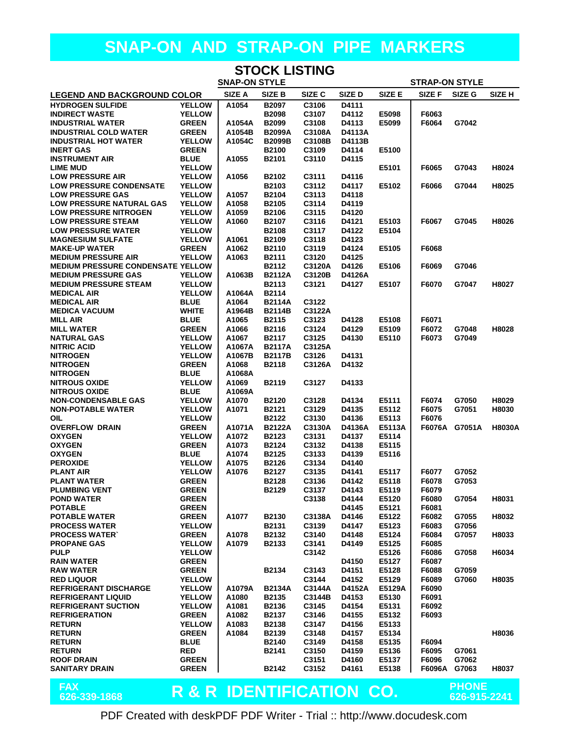# SNAP-ON AND STRAP-ON PIPE MARKERS

## STOCK LISTING

| LEGEND AND BACKGROUND COLOR | | SNAP-ON STYLE SIZE A | SIZE B | SIZE C | SIZE D | SIZE E | STRAP-ON STYLE SIZE F | SIZE G | SIZE H |
|---|---|---|---|---|---|---|---|---|---|
| HYDROGEN SULFIDE | YELLOW | A1054 | B2097 | C3106 | D4111 | | | | |
| INDIRECT WASTE | YELLOW | | B2098 | C3107 | D4112 | E5098 | F6063 | | |
| INDUSTRIAL WATER | GREEN | A1054A | B2099 | C3108 | D4113 | E5099 | F6064 | G7042 | |
| INDUSTRIAL COLD WATER | GREEN | A1054B | B2099A | C3108A | D4113A | | | | |
| INDUSTRIAL HOT WATER | YELLOW | A1054C | B2099B | C3108B | D4113B | | | | |
| INERT GAS | GREEN | | B2100 | C3109 | D4114 | E5100 | | | |
| INSTRUMENT AIR | BLUE | A1055 | B2101 | C3110 | D4115 | | | | |
| LIME MUD | YELLOW | | | | | E5101 | F6065 | G7043 | H8024 |
| LOW PRESSURE AIR | YELLOW | A1056 | B2102 | C3111 | D4116 | | | | |
| LOW PRESSURE CONDENSATE | YELLOW | | B2103 | C3112 | D4117 | E5102 | F6066 | G7044 | H8025 |
| LOW PRESSURE GAS | YELLOW | A1057 | B2104 | C3113 | D4118 | | | | |
| LOW PRESSURE NATURAL GAS | YELLOW | A1058 | B2105 | C3114 | D4119 | | | | |
| LOW PRESSURE NITROGEN | YELLOW | A1059 | B2106 | C3115 | D4120 | | | | |
| LOW PRESSURE STEAM | YELLOW | A1060 | B2107 | C3116 | D4121 | E5103 | F6067 | G7045 | H8026 |
| LOW PRESSURE WATER | YELLOW | | B2108 | C3117 | D4122 | E5104 | | | |
| MAGNESIUM SULFATE | YELLOW | A1061 | B2109 | C3118 | D4123 | | | | |
| MAKE-UP WATER | GREEN | A1062 | B2110 | C3119 | D4124 | E5105 | F6068 | | |
| MEDIUM PRESSURE AIR | YELLOW | A1063 | B2111 | C3120 | D4125 | | | | |
| MEDIUM PRESSURE CONDENSATE | YELLOW | | B2112 | C3120A | D4126 | E5106 | F6069 | G7046 | |
| MEDIUM PRESSURE GAS | YELLOW | A1063B | B2112A | C3120B | D4126A | | | | |
| MEDIUM PRESSURE STEAM | YELLOW | | B2113 | C3121 | D4127 | E5107 | F6070 | G7047 | H8027 |
| MEDICAL AIR | YELLOW | A1064A | B2114 | | | | | | |
| MEDICAL AIR | BLUE | A1064 | B2114A | C3122 | | | | | |
| MEDICA VACUUM | WHITE | A1964B | B2114B | C3122A | | | | | |
| MILL AIR | BLUE | A1065 | B2115 | C3123 | D4128 | E5108 | F6071 | | |
| MILL WATER | GREEN | A1066 | B2116 | C3124 | D4129 | E5109 | F6072 | G7048 | H8028 |
| NATURAL GAS | YELLOW | A1067 | B2117 | C3125 | D4130 | E5110 | F6073 | G7049 | |
| NITRIC ACID | YELLOW | A1067A | B2117A | C3125A | | | | | |
| NITROGEN | YELLOW | A1067B | B2117B | C3126 | D4131 | | | | |
| NITROGEN | GREEN | A1068 | B2118 | C3126A | D4132 | | | | |
| NITROGEN | BLUE | A1068A | | | | | | | |
| NITROUS OXIDE | YELLOW | A1069 | B2119 | C3127 | D4133 | | | | |
| NITROUS OXIDE | BLUE | A1069A | | | | | | | |
| NON-CONDENSABLE GAS | YELLOW | A1070 | B2120 | C3128 | D4134 | E5111 | F6074 | G7050 | H8029 |
| NON-POTABLE WATER | YELLOW | A1071 | B2121 | C3129 | D4135 | E5112 | F6075 | G7051 | H8030 |
| OIL | YELLOW | | B2122 | C3130 | D4136 | E5113 | F6076 | | |
| OVERFLOW DRAIN | GREEN | A1071A | B2122A | C3130A | D4136A | E5113A | F6076A | G7051A | H8030A |
| OXYGEN | YELLOW | A1072 | B2123 | C3131 | D4137 | E5114 | | | |
| OXYGEN | GREEN | A1073 | B2124 | C3132 | D4138 | E5115 | | | |
| OXYGEN | BLUE | A1074 | B2125 | C3133 | D4139 | E5116 | | | |
| PEROXIDE | YELLOW | A1075 | B2126 | C3134 | D4140 | | | | |
| PLANT AIR | YELLOW | A1076 | B2127 | C3135 | D4141 | E5117 | F6077 | G7052 | |
| PLANT WATER | GREEN | | B2128 | C3136 | D4142 | E5118 | F6078 | G7053 | |
| PLUMBING VENT | GREEN | | B2129 | C3137 | D4143 | E5119 | F6079 | | |
| POND WATER | GREEN | | | C3138 | D4144 | E5120 | F6080 | G7054 | H8031 |
| POTABLE | GREEN | | | | D4145 | E5121 | F6081 | | |
| POTABLE WATER | GREEN | A1077 | B2130 | C3138A | D4146 | E5122 | F6082 | G7055 | H8032 |
| PROCESS WATER | YELLOW | | B2131 | C3139 | D4147 | E5123 | F6083 | G7056 | |
| PROCESS WATER` | GREEN | A1078 | B2132 | C3140 | D4148 | E5124 | F6084 | G7057 | H8033 |
| PROPANE GAS | YELLOW | A1079 | B2133 | C3141 | D4149 | E5125 | F6085 | | |
| PULP | YELLOW | | | C3142 | | E5126 | F6086 | G7058 | H6034 |
| RAIN WATER | GREEN | | | | D4150 | E5127 | F6087 | | |
| RAW WATER | GREEN | | B2134 | C3143 | D4151 | E5128 | F6088 | G7059 | |
| RED LIQUOR | YELLOW | | | C3144 | D4152 | E5129 | F6089 | G7060 | H8035 |
| REFRIGERANT DISCHARGE | YELLOW | A1079A | B2134A | C3144A | D4152A | E5129A | F6090 | | |
| REFRIGERANT LIQUID | YELLOW | A1080 | B2135 | C3144B | D4153 | E5130 | F6091 | | |
| REFRIGERANT SUCTION | YELLOW | A1081 | B2136 | C3145 | D4154 | E5131 | F6092 | | |
| REFRIGERATION | GREEN | A1082 | B2137 | C3146 | D4155 | E5132 | F6093 | | |
| RETURN | YELLOW | A1083 | B2138 | C3147 | D4156 | E5133 | | | |
| RETURN | GREEN | A1084 | B2139 | C3148 | D4157 | E5134 | | | H8036 |
| RETURN | BLUE | | B2140 | C3149 | D4158 | E5135 | F6094 | | |
| RETURN | RED | | B2141 | C3150 | D4159 | E5136 | F6095 | G7061 | |
| ROOF DRAIN | GREEN | | | C3151 | D4160 | E5137 | F6096 | G7062 | |
| SANITARY DRAIN | GREEN | | B2142 | C3152 | D4161 | E5138 | F6096A | G7063 | H8037 |

FAX 626-339-1868 **R & R IDENTIFICATION CO.** PHONE 626-915-2241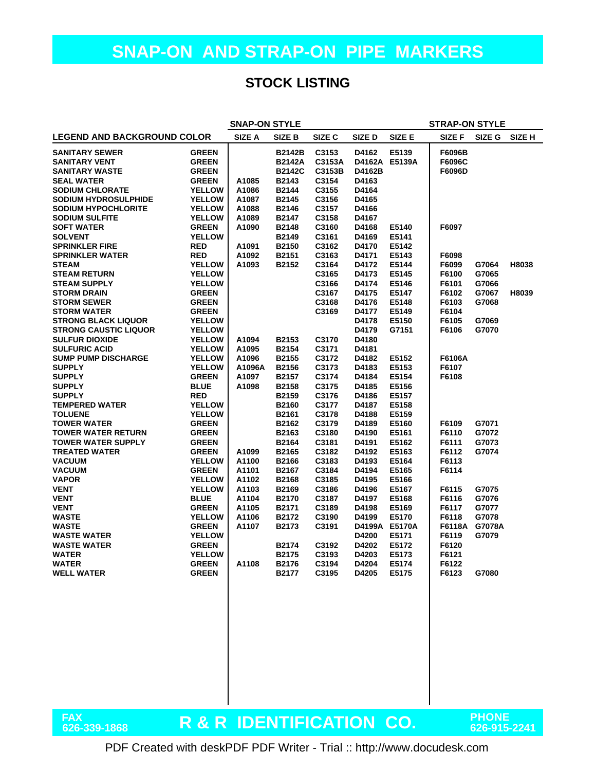# SNAP-ON AND STRAP-ON PIPE MARKERS

## STOCK LISTING

| LEGEND AND BACKGROUND COLOR | | SNAP-ON STYLE SIZE A | SIZE B | SIZE C | SIZE D | SIZE E | STRAP-ON STYLE SIZE F | SIZE G | SIZE H |
|---|---|---|---|---|---|---|---|---|---|
| SANITARY SEWER | GREEN | | B2142B | C3153 | D4162 | E5139 | F6096B | | |
| SANITARY VENT | GREEN | | B2142A | C3153A | D4162A | E5139A | F6096C | | |
| SANITARY WASTE | GREEN | | B2142C | C3153B | D4162B | | F6096D | | |
| SEAL WATER | GREEN | A1085 | B2143 | C3154 | D4163 | | | | |
| SODIUM CHLORATE | YELLOW | A1086 | B2144 | C3155 | D4164 | | | | |
| SODIUM HYDROSULPHIDE | YELLOW | A1087 | B2145 | C3156 | D4165 | | | | |
| SODIUM HYPOCHLORITE | YELLOW | A1088 | B2146 | C3157 | D4166 | | | | |
| SODIUM SULFITE | YELLOW | A1089 | B2147 | C3158 | D4167 | | | | |
| SOFT WATER | GREEN | A1090 | B2148 | C3160 | D4168 | E5140 | F6097 | | |
| SOLVENT | YELLOW | | B2149 | C3161 | D4169 | E5141 | | | |
| SPRINKLER FIRE | RED | A1091 | B2150 | C3162 | D4170 | E5142 | | | |
| SPRINKLER WATER | RED | A1092 | B2151 | C3163 | D4171 | E5143 | F6098 | | |
| STEAM | YELLOW | A1093 | B2152 | C3164 | D4172 | E5144 | F6099 | G7064 | H8038 |
| STEAM RETURN | YELLOW | | | C3165 | D4173 | E5145 | F6100 | G7065 | |
| STEAM SUPPLY | YELLOW | | | C3166 | D4174 | E5146 | F6101 | G7066 | |
| STORM DRAIN | GREEN | | | C3167 | D4175 | E5147 | F6102 | G7067 | H8039 |
| STORM SEWER | GREEN | | | C3168 | D4176 | E5148 | F6103 | G7068 | |
| STORM WATER | GREEN | | | C3169 | D4177 | E5149 | F6104 | | |
| STRONG BLACK LIQUOR | YELLOW | | | | D4178 | E5150 | F6105 | G7069 | |
| STRONG CAUSTIC LIQUOR | YELLOW | | | | D4179 | G7151 | F6106 | G7070 | |
| SULFUR DIOXIDE | YELLOW | A1094 | B2153 | C3170 | D4180 | | | | |
| SULFURIC ACID | YELLOW | A1095 | B2154 | C3171 | D4181 | | | | |
| SUMP PUMP DISCHARGE | YELLOW | A1096 | B2155 | C3172 | D4182 | E5152 | F6106A | | |
| SUPPLY | YELLOW | A1096A | B2156 | C3173 | D4183 | E5153 | F6107 | | |
| SUPPLY | GREEN | A1097 | B2157 | C3174 | D4184 | E5154 | F6108 | | |
| SUPPLY | BLUE | A1098 | B2158 | C3175 | D4185 | E5156 | | | |
| SUPPLY | RED | | B2159 | C3176 | D4186 | E5157 | | | |
| TEMPERED WATER | YELLOW | | B2160 | C3177 | D4187 | E5158 | | | |
| TOLUENE | YELLOW | | B2161 | C3178 | D4188 | E5159 | | | |
| TOWER WATER | GREEN | | B2162 | C3179 | D4189 | E5160 | F6109 | G7071 | |
| TOWER WATER RETURN | GREEN | | B2163 | C3180 | D4190 | E5161 | F6110 | G7072 | |
| TOWER WATER SUPPLY | GREEN | | B2164 | C3181 | D4191 | E5162 | F6111 | G7073 | |
| TREATED WATER | GREEN | A1099 | B2165 | C3182 | D4192 | E5163 | F6112 | G7074 | |
| VACUUM | YELLOW | A1100 | B2166 | C3183 | D4193 | E5164 | F6113 | | |
| VACUUM | GREEN | A1101 | B2167 | C3184 | D4194 | E5165 | F6114 | | |
| VAPOR | YELLOW | A1102 | B2168 | C3185 | D4195 | E5166 | | | |
| VENT | YELLOW | A1103 | B2169 | C3186 | D4196 | E5167 | F6115 | G7075 | |
| VENT | BLUE | A1104 | B2170 | C3187 | D4197 | E5168 | F6116 | G7076 | |
| VENT | GREEN | A1105 | B2171 | C3189 | D4198 | E5169 | F6117 | G7077 | |
| WASTE | YELLOW | A1106 | B2172 | C3190 | D4199 | E5170 | F6118 | G7078 | |
| WASTE | GREEN | A1107 | B2173 | C3191 | D4199A | E5170A | F6118A | G7078A | |
| WASTE WATER | YELLOW | | | | D4200 | E5171 | F6119 | G7079 | |
| WASTE WATER | GREEN | | B2174 | C3192 | D4202 | E5172 | F6120 | | |
| WATER | YELLOW | | B2175 | C3193 | D4203 | E5173 | F6121 | | |
| WATER | GREEN | A1108 | B2176 | C3194 | D4204 | E5174 | F6122 | | |
| WELL WATER | GREEN | | B2177 | C3195 | D4205 | E5175 | F6123 | G7080 | |

FAX 626-339-1868 **R & R IDENTIFICATION CO.** PHONE 626-915-2241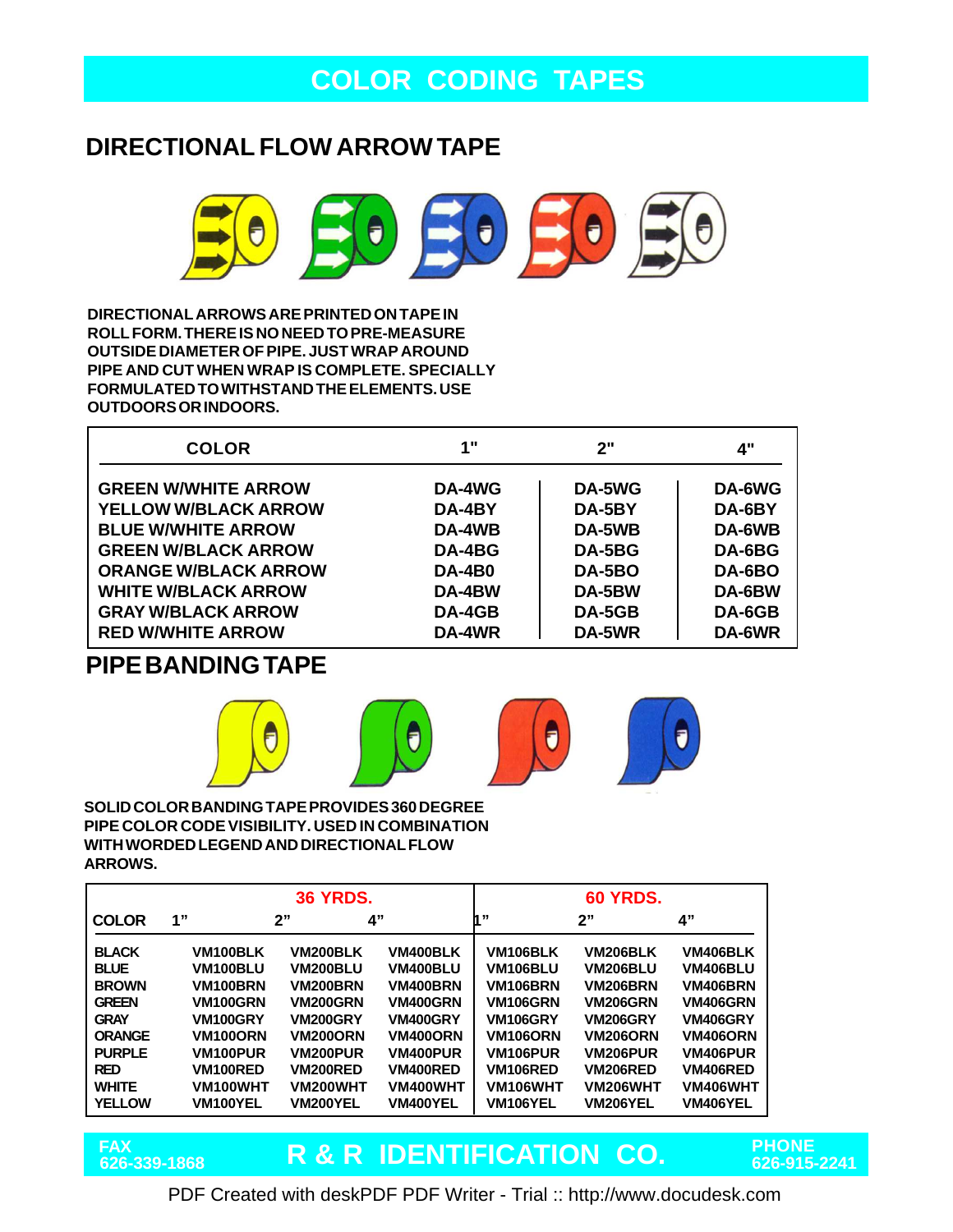# COLOR CODING TAPES

## DIRECTIONAL FLOW ARROW TAPE

DIRECTIONAL ARROWS ARE PRINTED ON TAPE IN ROLL FORM. THERE IS NO NEED TO PRE-MEASURE OUTSIDE DIAMETER OF PIPE. JUST WRAP AROUND PIPE AND CUT WHEN WRAP IS COMPLETE. SPECIALLY FORMULATED TO WITHSTAND THE ELEMENTS. USE OUTDOORS OR INDOORS.

| COLOR | 1" | 2" | 4" |
|---|---|---|---|
| GREEN W/WHITE ARROW | DA-4WG | DA-5WG | DA-6WG |
| YELLOW W/BLACK ARROW | DA-4BY | DA-5BY | DA-6BY |
| BLUE W/WHITE ARROW | DA-4WB | DA-5WB | DA-6WB |
| GREEN W/BLACK ARROW | DA-4BG | DA-5BG | DA-6BG |
| ORANGE W/BLACK ARROW | DA-4B0 | DA-5BO | DA-6BO |
| WHITE W/BLACK ARROW | DA-4BW | DA-5BW | DA-6BW |
| GRAY W/BLACK ARROW | DA-4GB | DA-5GB | DA-6GB |
| RED W/WHITE ARROW | DA-4WR | DA-5WR | DA-6WR |

## PIPE BANDING TAPE

SOLID COLOR BANDING TAPE PROVIDES 360 DEGREE PIPE COLOR CODE VISIBILITY. USED IN COMBINATION WITH WORDED LEGEND AND DIRECTIONAL FLOW ARROWS.

| | 36 YRDS. | | | 60 YRDS. | | |
|---|---|---|---|---|---|---|
| COLOR | 1" | 2" | 4" | 1" | 2" | 4" |
| BLACK | VM100BLK | VM200BLK | VM400BLK | VM106BLK | VM206BLK | VM406BLK |
| BLUE | VM100BLU | VM200BLU | VM400BLU | VM106BLU | VM206BLU | VM406BLU |
| BROWN | VM100BRN | VM200BRN | VM400BRN | VM106BRN | VM206BRN | VM406BRN |
| GREEN | VM100GRN | VM200GRN | VM400GRN | VM106GRN | VM206GRN | VM406GRN |
| GRAY | VM100GRY | VM200GRY | VM400GRY | VM106GRY | VM206GRY | VM406GRY |
| ORANGE | VM100ORN | VM200ORN | VM400ORN | VM106ORN | VM206ORN | VM406ORN |
| PURPLE | VM100PUR | VM200PUR | VM400PUR | VM106PUR | VM206PUR | VM406PUR |
| RED | VM100RED | VM200RED | VM400RED | VM106RED | VM206RED | VM406RED |
| WHITE | VM100WHT | VM200WHT | VM400WHT | VM106WHT | VM206WHT | VM406WHT |
| YELLOW | VM100YEL | VM200YEL | VM400YEL | VM106YEL | VM206YEL | VM406YEL |

FAX 626-339-1868 **R & R IDENTIFICATION CO.** PHONE 626-915-2241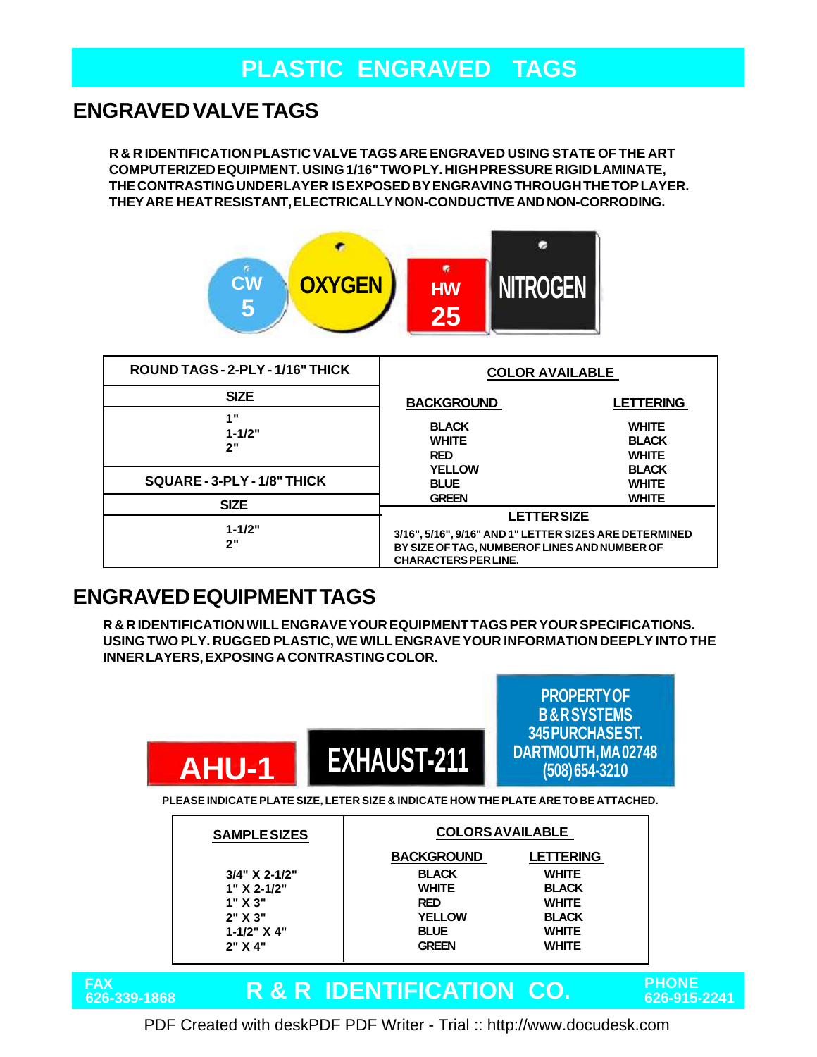# PLASTIC ENGRAVED TAGS

## ENGRAVED VALVE TAGS

R & R IDENTIFICATION PLASTIC VALVE TAGS ARE ENGRAVED USING STATE OF THE ART COMPUTERIZED EQUIPMENT. USING 1/16" TWO PLY. HIGH PRESSURE RIGID LAMINATE, THE CONTRASTING UNDERLAYER IS EXPOSED BY ENGRAVING THROUGH THE TOP LAYER. THEY ARE HEAT RESISTANT, ELECTRICALLY NON-CONDUCTIVE AND NON-CORRODING.

CW 5 | OXYGEN | HW 25 | NITROGEN

| ROUND TAGS - 2-PLY - 1/16" THICK | COLOR AVAILABLE | |
|---|---|---|
| SIZE | BACKGROUND | LETTERING |
| 1"<br>1-1/2"<br>2" | BLACK<br>WHITE<br>RED | WHITE<br>BLACK<br>WHITE |
| SQUARE - 3-PLY - 1/8" THICK | YELLOW<br>BLUE<br>GREEN | BLACK<br>WHITE<br>WHITE |
| SIZE | LETTER SIZE | |
| 1-1/2"<br>2" | 3/16", 5/16", 9/16" AND 1" LETTER SIZES ARE DETERMINED BY SIZE OF TAG, NUMBER OF LINES AND NUMBER OF CHARACTERS PER LINE. | |

## ENGRAVED EQUIPMENT TAGS

R & R IDENTIFICATION WILL ENGRAVE YOUR EQUIPMENT TAGS PER YOUR SPECIFICATIONS. USING TWO PLY. RUGGED PLASTIC, WE WILL ENGRAVE YOUR INFORMATION DEEPLY INTO THE INNER LAYERS, EXPOSING A CONTRASTING COLOR.

AHU-1 | EXHAUST-211 | PROPERTY OF B & R SYSTEMS 345 PURCHASE ST. DARTMOUTH, MA 02748 (508) 654-3210

PLEASE INDICATE PLATE SIZE, LETER SIZE & INDICATE HOW THE PLATE ARE TO BE ATTACHED.

| SAMPLE SIZES | COLORS AVAILABLE | |
|---|---|---|
| | BACKGROUND | LETTERING |
| 3/4" X 2-1/2" | BLACK | WHITE |
| 1" X 2-1/2" | WHITE | BLACK |
| 1" X 3" | RED | WHITE |
| 2" X 3" | YELLOW | BLACK |
| 1-1/2" X 4" | BLUE | WHITE |
| 2" X 4" | GREEN | WHITE |

FAX 626-339-1868 **R & R IDENTIFICATION CO.** PHONE 626-915-2241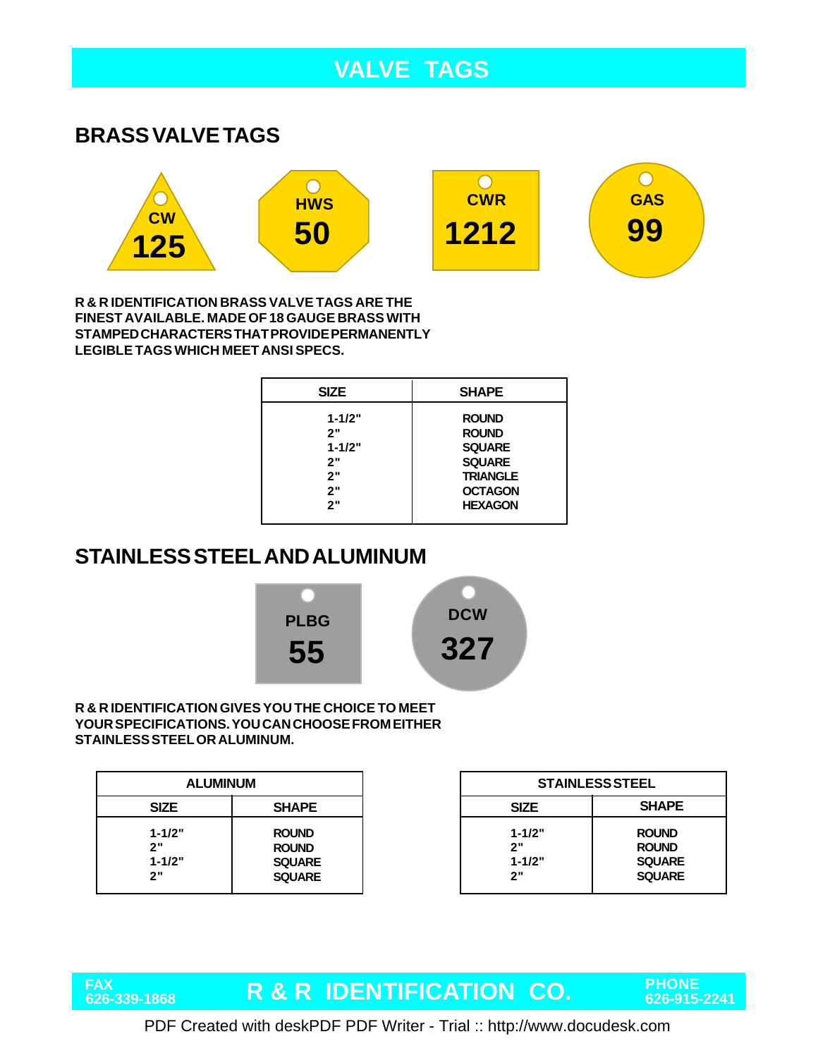# VALVE TAGS

## BRASS VALVE TAGS

CW 125

HWS 50

CWR 1212

GAS 99

R & R IDENTIFICATION BRASS VALVE TAGS ARE THE FINEST AVAILABLE. MADE OF 18 GAUGE BRASS WITH STAMPED CHARACTERS THAT PROVIDE PERMANENTLY LEGIBLE TAGS WHICH MEET ANSI SPECS.

| SIZE | SHAPE |
|---|---|
| 1-1/2" | ROUND |
| 2" | ROUND |
| 1-1/2" | SQUARE |
| 2" | SQUARE |
| 2" | TRIANGLE |
| 2" | OCTAGON |
| 2" | HEXAGON |

## STAINLESS STEEL AND ALUMINUM

PLBG 55

DCW 327

R & R IDENTIFICATION GIVES YOU THE CHOICE TO MEET YOUR SPECIFICATIONS. YOU CAN CHOOSE FROM EITHER STAINLESS STEEL OR ALUMINUM.

| ALUMINUM | |
|---|---|
| SIZE | SHAPE |
| 1-1/2" | ROUND |
| 2" | ROUND |
| 1-1/2" | SQUARE |
| 2" | SQUARE |

| STAINLESS STEEL | |
|---|---|
| SIZE | SHAPE |
| 1-1/2" | ROUND |
| 2" | ROUND |
| 1-1/2" | SQUARE |
| 2" | SQUARE |

FAX 626-339-1868 — **R & R IDENTIFICATION CO.** — PHONE 626-915-2241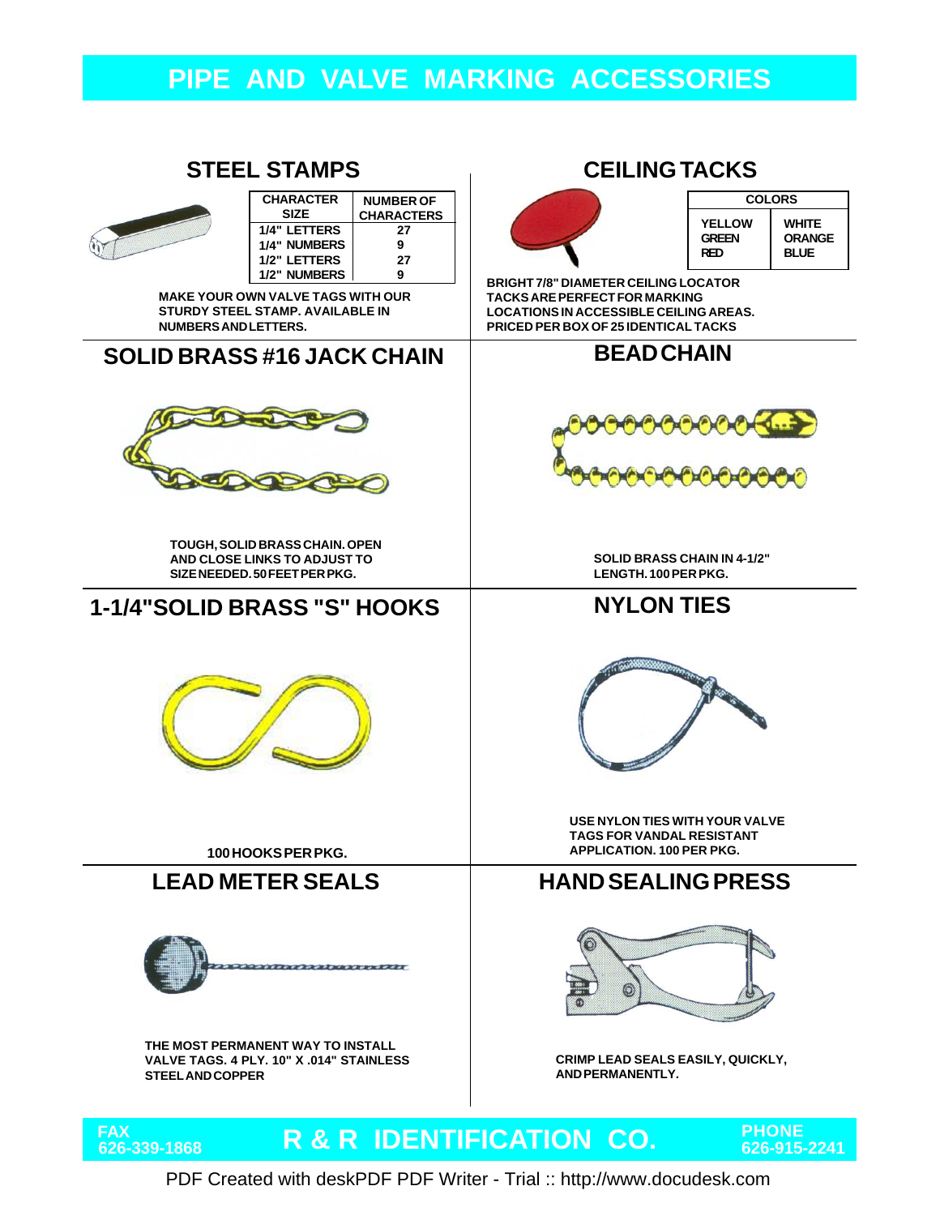# PIPE AND VALVE MARKING ACCESSORIES

## STEEL STAMPS

| CHARACTER SIZE | NUMBER OF CHARACTERS |
|---|---|
| 1/4" LETTERS | 27 |
| 1/4" NUMBERS | 9 |
| 1/2" LETTERS | 27 |
| 1/2" NUMBERS | 9 |

MAKE YOUR OWN VALVE TAGS WITH OUR STURDY STEEL STAMP. AVAILABLE IN NUMBERS AND LETTERS.

## CEILING TACKS

| COLORS | |
|---|---|
| YELLOW | WHITE |
| GREEN | ORANGE |
| RED | BLUE |

BRIGHT 7/8" DIAMETER CEILING LOCATOR TACKS ARE PERFECT FOR MARKING LOCATIONS IN ACCESSIBLE CEILING AREAS. PRICED PER BOX OF 25 IDENTICAL TACKS

## SOLID BRASS #16 JACK CHAIN

TOUGH, SOLID BRASS CHAIN. OPEN AND CLOSE LINKS TO ADJUST TO SIZE NEEDED. 50 FEET PER PKG.

## BEAD CHAIN

SOLID BRASS CHAIN IN 4-1/2" LENGTH. 100 PER PKG.

## 1-1/4" SOLID BRASS "S" HOOKS

100 HOOKS PER PKG.

## NYLON TIES

USE NYLON TIES WITH YOUR VALVE TAGS FOR VANDAL RESISTANT APPLICATION. 100 PER PKG.

## LEAD METER SEALS

THE MOST PERMANENT WAY TO INSTALL VALVE TAGS. 4 PLY. 10" X .014" STAINLESS STEEL AND COPPER

## HAND SEALING PRESS

CRIMP LEAD SEALS EASILY, QUICKLY, AND PERMANENTLY.

FAX 626-339-1868 **R & R IDENTIFICATION CO.** PHONE 626-915-2241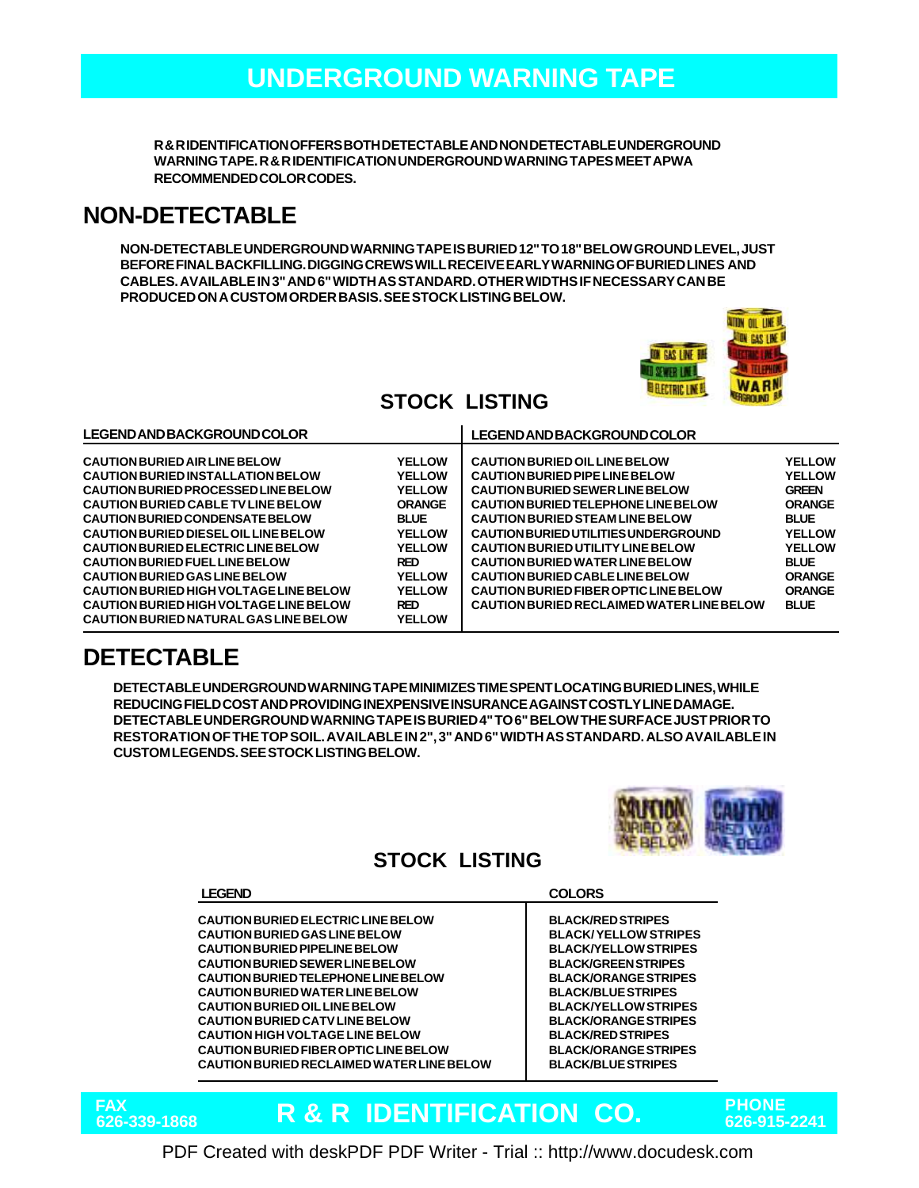# UNDERGROUND WARNING TAPE

R & R IDENTIFICATION OFFERS BOTH DETECTABLE AND NON DETECTABLE UNDERGROUND WARNING TAPE. R & R IDENTIFICATION UNDERGROUND WARNING TAPES MEET APWA RECOMMENDED COLOR CODES.

## NON-DETECTABLE

NON-DETECTABLE UNDERGROUND WARNING TAPE IS BURIED 12" TO 18" BELOW GROUND LEVEL, JUST BEFORE FINAL BACKFILLING. DIGGING CREWS WILL RECEIVE EARLY WARNING OF BURIED LINES AND CABLES. AVAILABLE IN 3" AND 6" WIDTH AS STANDARD. OTHER WIDTHS IF NECESSARY CAN BE PRODUCED ON A CUSTOM ORDER BASIS. SEE STOCK LISTING BELOW.

### STOCK LISTING

| LEGEND AND BACKGROUND COLOR | | LEGEND AND BACKGROUND COLOR | |
|---|---|---|---|
| CAUTION BURIED AIR LINE BELOW | YELLOW | CAUTION BURIED OIL LINE BELOW | YELLOW |
| CAUTION BURIED INSTALLATION BELOW | YELLOW | CAUTION BURIED PIPE LINE BELOW | YELLOW |
| CAUTION BURIED PROCESSED LINE BELOW | YELLOW | CAUTION BURIED SEWER LINE BELOW | GREEN |
| CAUTION BURIED CABLE TV LINE BELOW | ORANGE | CAUTION BURIED TELEPHONE LINE BELOW | ORANGE |
| CAUTION BURIED CONDENSATE BELOW | BLUE | CAUTION BURIED STEAM LINE BELOW | BLUE |
| CAUTION BURIED DIESEL OIL LINE BELOW | YELLOW | CAUTION BURIED UTILITIES UNDERGROUND | YELLOW |
| CAUTION BURIED ELECTRIC LINE BELOW | YELLOW | CAUTION BURIED UTILITY LINE BELOW | YELLOW |
| CAUTION BURIED FUEL LINE BELOW | RED | CAUTION BURIED WATER LINE BELOW | BLUE |
| CAUTION BURIED GAS LINE BELOW | YELLOW | CAUTION BURIED CABLE LINE BELOW | ORANGE |
| CAUTION BURIED HIGH VOLTAGE LINE BELOW | YELLOW | CAUTION BURIED FIBER OPTIC LINE BELOW | ORANGE |
| CAUTION BURIED HIGH VOLTAGE LINE BELOW | RED | CAUTION BURIED RECLAIMED WATER LINE BELOW | BLUE |
| CAUTION BURIED NATURAL GAS LINE BELOW | YELLOW | | |

## DETECTABLE

DETECTABLE UNDERGROUND WARNING TAPE MINIMIZES TIME SPENT LOCATING BURIED LINES, WHILE REDUCING FIELD COST AND PROVIDING INEXPENSIVE INSURANCE AGAINST COSTLY LINE DAMAGE. DETECTABLE UNDERGROUND WARNING TAPE IS BURIED 4" TO 6" BELOW THE SURFACE JUST PRIOR TO RESTORATION OF THE TOP SOIL. AVAILABLE IN 2", 3" AND 6" WIDTH AS STANDARD. ALSO AVAILABLE IN CUSTOM LEGENDS. SEE STOCK LISTING BELOW.

### STOCK LISTING

| LEGEND | COLORS |
|---|---|
| CAUTION BURIED ELECTRIC LINE BELOW | BLACK/RED STRIPES |
| CAUTION BURIED GAS LINE BELOW | BLACK/ YELLOW STRIPES |
| CAUTION BURIED PIPELINE BELOW | BLACK/YELLOW STRIPES |
| CAUTION BURIED SEWER LINE BELOW | BLACK/GREEN STRIPES |
| CAUTION BURIED TELEPHONE LINE BELOW | BLACK/ORANGE STRIPES |
| CAUTION BURIED WATER LINE BELOW | BLACK/BLUE STRIPES |
| CAUTION BURIED OIL LINE BELOW | BLACK/YELLOW STRIPES |
| CAUTION BURIED CATV LINE BELOW | BLACK/ORANGE STRIPES |
| CAUTION HIGH VOLTAGE LINE BELOW | BLACK/RED STRIPES |
| CAUTION BURIED FIBER OPTIC LINE BELOW | BLACK/ORANGE STRIPES |
| CAUTION BURIED RECLAIMED WATER LINE BELOW | BLACK/BLUE STRIPES |

FAX 626-339-1868 **R & R IDENTIFICATION CO.** PHONE 626-915-2241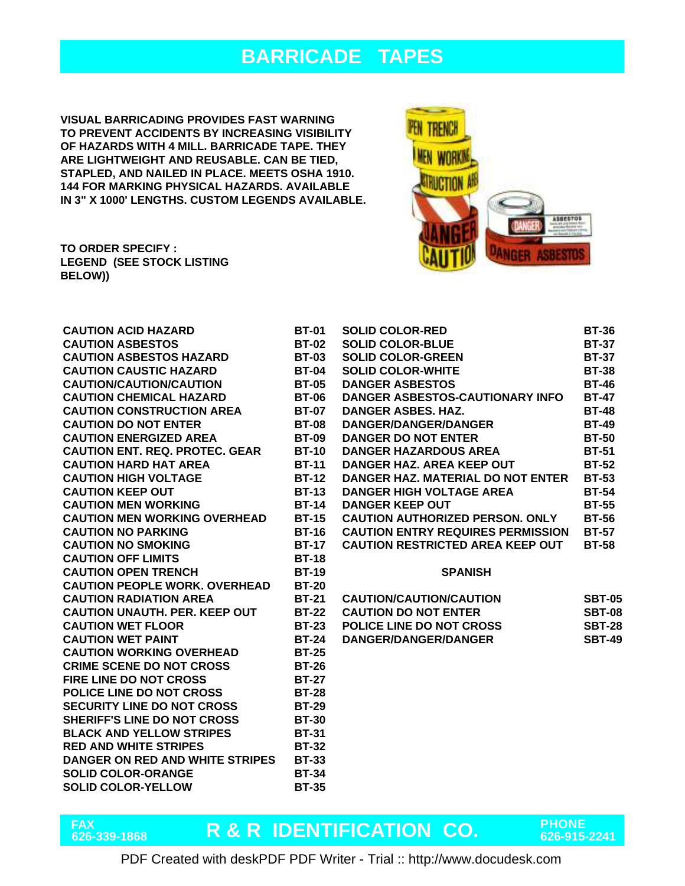# BARRICADE TAPES

**VISUAL BARRICADING PROVIDES FAST WARNING TO PREVENT ACCIDENTS BY INCREASING VISIBILITY OF HAZARDS WITH 4 MILL. BARRICADE TAPE. THEY ARE LIGHTWEIGHT AND REUSABLE. CAN BE TIED, STAPLED, AND NAILED IN PLACE. MEETS OSHA 1910. 144 FOR MARKING PHYSICAL HAZARDS. AVAILABLE IN 3" X 1000' LENGTHS. CUSTOM LEGENDS AVAILABLE.**

**TO ORDER SPECIFY :**
**LEGEND (SEE STOCK LISTING BELOW))**

| LEGEND | NO. |
|---|---|
| CAUTION ACID HAZARD | BT-01 |
| CAUTION ASBESTOS | BT-02 |
| CAUTION ASBESTOS HAZARD | BT-03 |
| CAUTION CAUSTIC HAZARD | BT-04 |
| CAUTION/CAUTION/CAUTION | BT-05 |
| CAUTION CHEMICAL HAZARD | BT-06 |
| CAUTION CONSTRUCTION AREA | BT-07 |
| CAUTION DO NOT ENTER | BT-08 |
| CAUTION ENERGIZED AREA | BT-09 |
| CAUTION ENT. REQ. PROTEC. GEAR | BT-10 |
| CAUTION HARD HAT AREA | BT-11 |
| CAUTION HIGH VOLTAGE | BT-12 |
| CAUTION KEEP OUT | BT-13 |
| CAUTION MEN WORKING | BT-14 |
| CAUTION MEN WORKING OVERHEAD | BT-15 |
| CAUTION NO PARKING | BT-16 |
| CAUTION NO SMOKING | BT-17 |
| CAUTION OFF LIMITS | BT-18 |
| CAUTION OPEN TRENCH | BT-19 |
| CAUTION PEOPLE WORK. OVERHEAD | BT-20 |
| CAUTION RADIATION AREA | BT-21 |
| CAUTION UNAUTH. PER. KEEP OUT | BT-22 |
| CAUTION WET FLOOR | BT-23 |
| CAUTION WET PAINT | BT-24 |
| CAUTION WORKING OVERHEAD | BT-25 |
| CRIME SCENE DO NOT CROSS | BT-26 |
| FIRE LINE DO NOT CROSS | BT-27 |
| POLICE LINE DO NOT CROSS | BT-28 |
| SECURITY LINE DO NOT CROSS | BT-29 |
| SHERIFF'S LINE DO NOT CROSS | BT-30 |
| BLACK AND YELLOW STRIPES | BT-31 |
| RED AND WHITE STRIPES | BT-32 |
| DANGER ON RED AND WHITE STRIPES | BT-33 |
| SOLID COLOR-ORANGE | BT-34 |
| SOLID COLOR-YELLOW | BT-35 |
| SOLID COLOR-RED | BT-36 |
| SOLID COLOR-BLUE | BT-37 |
| SOLID COLOR-GREEN | BT-37 |
| SOLID COLOR-WHITE | BT-38 |
| DANGER ASBESTOS | BT-46 |
| DANGER ASBESTOS-CAUTIONARY INFO | BT-47 |
| DANGER ASBES. HAZ. | BT-48 |
| DANGER/DANGER/DANGER | BT-49 |
| DANGER DO NOT ENTER | BT-50 |
| DANGER HAZARDOUS AREA | BT-51 |
| DANGER HAZ. AREA KEEP OUT | BT-52 |
| DANGER HAZ. MATERIAL DO NOT ENTER | BT-53 |
| DANGER HIGH VOLTAGE AREA | BT-54 |
| DANGER KEEP OUT | BT-55 |
| CAUTION AUTHORIZED PERSON. ONLY | BT-56 |
| CAUTION ENTRY REQUIRES PERMISSION | BT-57 |
| CAUTION RESTRICTED AREA KEEP OUT | BT-58 |

**SPANISH**

| LEGEND | NO. |
|---|---|
| CAUTION/CAUTION/CAUTION | SBT-05 |
| CAUTION DO NOT ENTER | SBT-08 |
| POLICE LINE DO NOT CROSS | SBT-28 |
| DANGER/DANGER/DANGER | SBT-49 |

**FAX** 626-339-1868 — **R & R IDENTIFICATION CO.** — **PHONE** 626-915-2241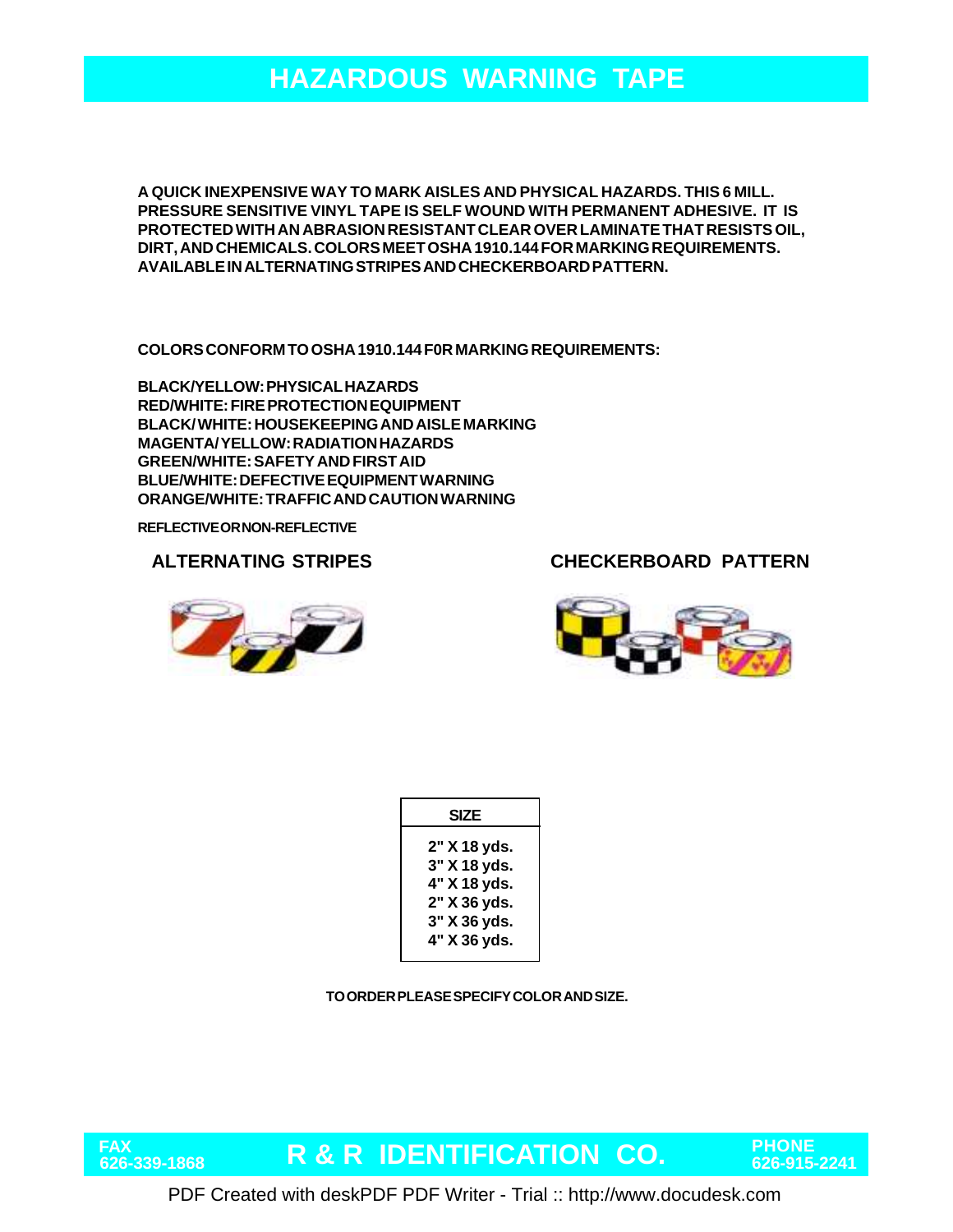# HAZARDOUS WARNING TAPE

**A QUICK INEXPENSIVE WAY TO MARK AISLES AND PHYSICAL HAZARDS. THIS 6 MILL. PRESSURE SENSITIVE VINYL TAPE IS SELF WOUND WITH PERMANENT ADHESIVE. IT IS PROTECTED WITH AN ABRASION RESISTANT CLEAR OVER LAMINATE THAT RESISTS OIL, DIRT, AND CHEMICALS. COLORS MEET OSHA 1910.144 FOR MARKING REQUIREMENTS. AVAILABLE IN ALTERNATING STRIPES AND CHECKERBOARD PATTERN.**

**COLORS CONFORM TO OSHA 1910.144 F0R MARKING REQUIREMENTS:**

**BLACK/YELLOW: PHYSICAL HAZARDS**
**RED/WHITE: FIRE PROTECTION EQUIPMENT**
**BLACK/ WHITE: HOUSEKEEPING AND AISLE MARKING**
**MAGENTA/ YELLOW: RADIATION HAZARDS**
**GREEN/WHITE: SAFETY AND FIRST AID**
**BLUE/WHITE: DEFECTIVE EQUIPMENT WARNING**
**ORANGE/WHITE: TRAFFIC AND CAUTION WARNING**

**REFLECTIVE OR NON-REFLECTIVE**

## ALTERNATING STRIPES

## CHECKERBOARD PATTERN

| SIZE |
|---|
| 2" X 18 yds. |
| 3" X 18 yds. |
| 4" X 18 yds. |
| 2" X 36 yds. |
| 3" X 36 yds. |
| 4" X 36 yds. |

**TO ORDER PLEASE SPECIFY COLOR AND SIZE.**

FAX 626-339-1868 — **R & R IDENTIFICATION CO.** — PHONE 626-915-2241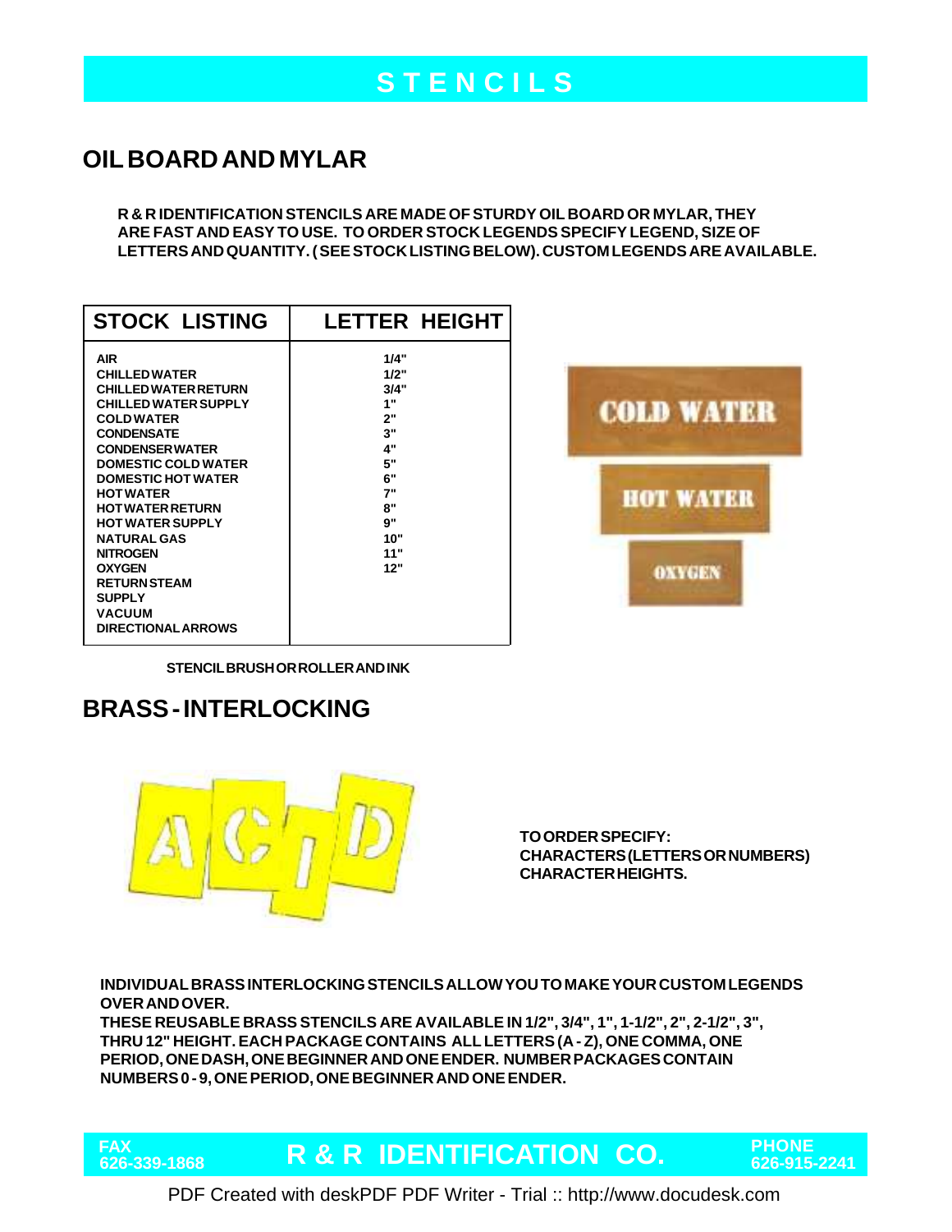# STENCILS

## OIL BOARD AND MYLAR

**R & R IDENTIFICATION STENCILS ARE MADE OF STURDY OIL BOARD OR MYLAR, THEY ARE FAST AND EASY TO USE. TO ORDER STOCK LEGENDS SPECIFY LEGEND, SIZE OF LETTERS AND QUANTITY. ( SEE STOCK LISTING BELOW). CUSTOM LEGENDS ARE AVAILABLE.**

| STOCK LISTING | LETTER HEIGHT |
|---|---|
| AIR | 1/4" |
| CHILLED WATER | 1/2" |
| CHILLED WATER RETURN | 3/4" |
| CHILLED WATER SUPPLY | 1" |
| COLD WATER | 2" |
| CONDENSATE | 3" |
| CONDENSER WATER | 4" |
| DOMESTIC COLD WATER | 5" |
| DOMESTIC HOT WATER | 6" |
| HOT WATER | 7" |
| HOT WATER RETURN | 8" |
| HOT WATER SUPPLY | 9" |
| NATURAL GAS | 10" |
| NITROGEN | 11" |
| OXYGEN | 12" |
| RETURN STEAM | |
| SUPPLY | |
| VACUUM | |
| DIRECTIONAL ARROWS | |

**STENCIL BRUSH OR ROLLER AND INK**

## BRASS - INTERLOCKING

**TO ORDER SPECIFY:**
**CHARACTERS (LETTERS OR NUMBERS)**
**CHARACTER HEIGHTS.**

**INDIVIDUAL BRASS INTERLOCKING STENCILS ALLOW YOU TO MAKE YOUR CUSTOM LEGENDS OVER AND OVER.**
**THESE REUSABLE BRASS STENCILS ARE AVAILABLE IN 1/2", 3/4", 1", 1-1/2", 2", 2-1/2", 3", THRU 12" HEIGHT. EACH PACKAGE CONTAINS ALL LETTERS (A - Z), ONE COMMA, ONE PERIOD, ONE DASH, ONE BEGINNER AND ONE ENDER. NUMBER PACKAGES CONTAIN NUMBERS 0 - 9, ONE PERIOD, ONE BEGINNER AND ONE ENDER.**

FAX 626-339-1868 | **R & R IDENTIFICATION CO.** | PHONE 626-915-2241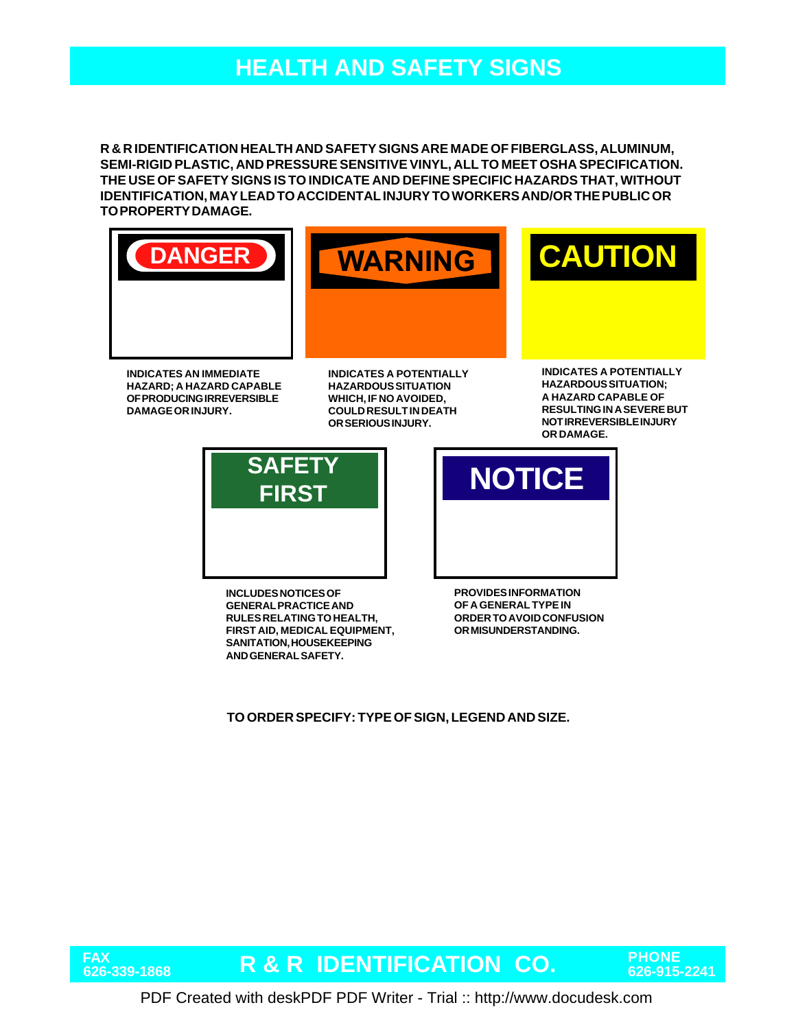# HEALTH AND SAFETY SIGNS

**R & R IDENTIFICATION HEALTH AND SAFETY SIGNS ARE MADE OF FIBERGLASS, ALUMINUM, SEMI-RIGID PLASTIC, AND PRESSURE SENSITIVE VINYL, ALL TO MEET OSHA SPECIFICATION. THE USE OF SAFETY SIGNS IS TO INDICATE AND DEFINE SPECIFIC HAZARDS THAT, WITHOUT IDENTIFICATION, MAY LEAD TO ACCIDENTAL INJURY TO WORKERS AND/OR THE PUBLIC OR TO PROPERTY DAMAGE.**

**DANGER**

**INDICATES AN IMMEDIATE HAZARD; A HAZARD CAPABLE OF PRODUCING IRREVERSIBLE DAMAGE OR INJURY.**

**WARNING**

**INDICATES A POTENTIALLY HAZARDOUS SITUATION WHICH, IF NO AVOIDED, COULD RESULT IN DEATH OR SERIOUS INJURY.**

**CAUTION**

**INDICATES A POTENTIALLY HAZARDOUS SITUATION; A HAZARD CAPABLE OF RESULTING IN A SEVERE BUT NOT IRREVERSIBLE INJURY OR DAMAGE.**

**SAFETY FIRST**

**INCLUDES NOTICES OF GENERAL PRACTICE AND RULES RELATING TO HEALTH, FIRST AID, MEDICAL EQUIPMENT, SANITATION, HOUSEKEEPING AND GENERAL SAFETY.**

**NOTICE**

**PROVIDES INFORMATION OF A GENERAL TYPE IN ORDER TO AVOID CONFUSION OR MISUNDERSTANDING.**

**TO ORDER SPECIFY: TYPE OF SIGN, LEGEND AND SIZE.**

**FAX 626-339-1868** | **R & R IDENTIFICATION CO.** | **PHONE 626-915-2241**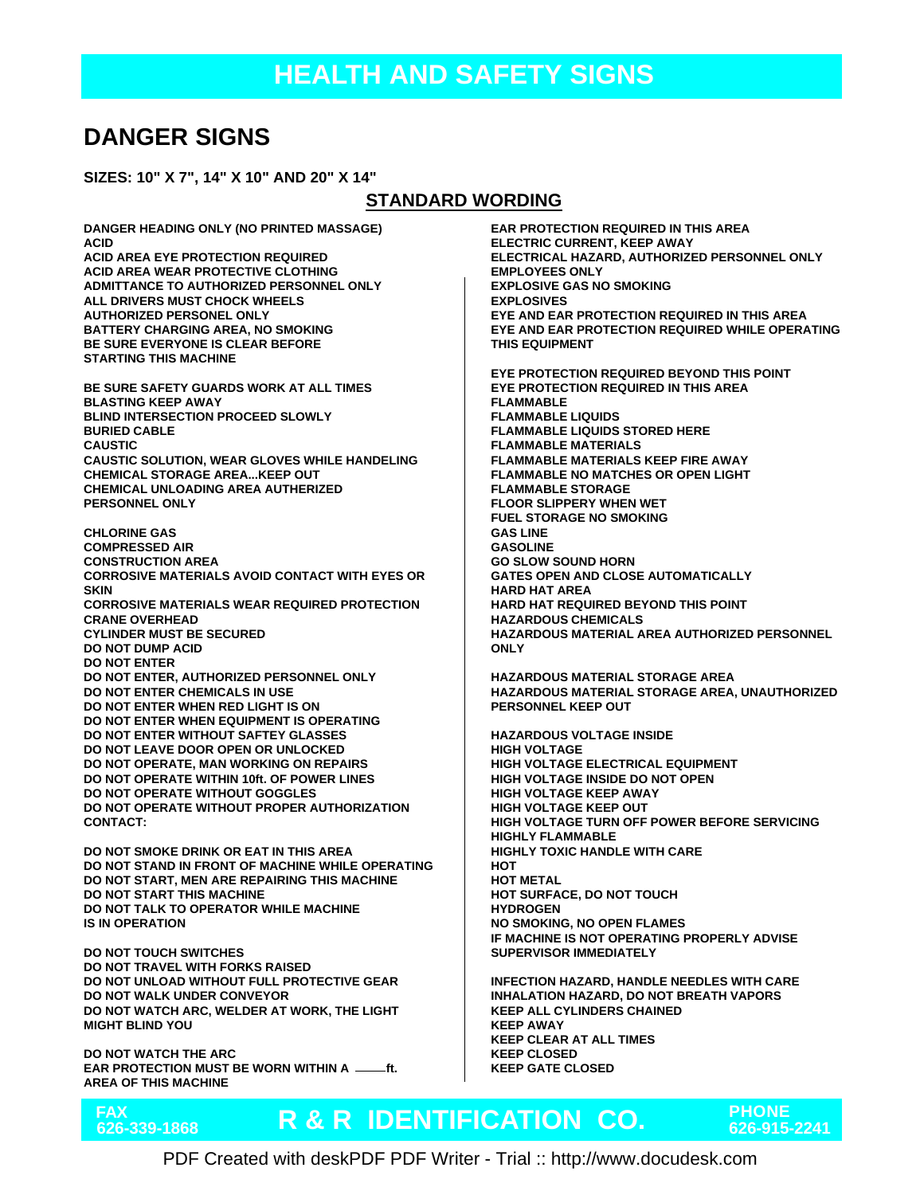# HEALTH AND SAFETY SIGNS

## DANGER SIGNS

**SIZES: 10" X 7", 14" X 10" AND 20" X 14"**

### STANDARD WORDING

DANGER HEADING ONLY (NO PRINTED MASSAGE)
ACID
ACID AREA EYE PROTECTION REQUIRED
ACID AREA WEAR PROTECTIVE CLOTHING
ADMITTANCE TO AUTHORIZED PERSONNEL ONLY
ALL DRIVERS MUST CHOCK WHEELS
AUTHORIZED PERSONEL ONLY
BATTERY CHARGING AREA, NO SMOKING
BE SURE EVERYONE IS CLEAR BEFORE STARTING THIS MACHINE

BE SURE SAFETY GUARDS WORK AT ALL TIMES
BLASTING KEEP AWAY
BLIND INTERSECTION PROCEED SLOWLY
BURIED CABLE
CAUSTIC
CAUSTIC SOLUTION, WEAR GLOVES WHILE HANDELING
CHEMICAL STORAGE AREA...KEEP OUT
CHEMICAL UNLOADING AREA AUTHERIZED PERSONNEL ONLY

CHLORINE GAS
COMPRESSED AIR
CONSTRUCTION AREA
CORROSIVE MATERIALS AVOID CONTACT WITH EYES OR SKIN
CORROSIVE MATERIALS WEAR REQUIRED PROTECTION
CRANE OVERHEAD
CYLINDER MUST BE SECURED
DO NOT DUMP ACID
DO NOT ENTER
DO NOT ENTER, AUTHORIZED PERSONNEL ONLY
DO NOT ENTER CHEMICALS IN USE
DO NOT ENTER WHEN RED LIGHT IS ON
DO NOT ENTER WHEN EQUIPMENT IS OPERATING
DO NOT ENTER WITHOUT SAFTEY GLASSES
DO NOT LEAVE DOOR OPEN OR UNLOCKED
DO NOT OPERATE, MAN WORKING ON REPAIRS
DO NOT OPERATE WITHIN 10ft. OF POWER LINES
DO NOT OPERATE WITHOUT GOGGLES
DO NOT OPERATE WITHOUT PROPER AUTHORIZATION CONTACT:

DO NOT SMOKE DRINK OR EAT IN THIS AREA
DO NOT STAND IN FRONT OF MACHINE WHILE OPERATING
DO NOT START, MEN ARE REPAIRING THIS MACHINE
DO NOT START THIS MACHINE
DO NOT TALK TO OPERATOR WHILE MACHINE IS IN OPERATION

DO NOT TOUCH SWITCHES
DO NOT TRAVEL WITH FORKS RAISED
DO NOT UNLOAD WITHOUT FULL PROTECTIVE GEAR
DO NOT WALK UNDER CONVEYOR
DO NOT WATCH ARC, WELDER AT WORK, THE LIGHT MIGHT BLIND YOU

DO NOT WATCH THE ARC
EAR PROTECTION MUST BE WORN WITHIN A \_\_\_\_ft. AREA OF THIS MACHINE

EAR PROTECTION REQUIRED IN THIS AREA
ELECTRIC CURRENT, KEEP AWAY
ELECTRICAL HAZARD, AUTHORIZED PERSONNEL ONLY
EMPLOYEES ONLY
EXPLOSIVE GAS NO SMOKING
EXPLOSIVES
EYE AND EAR PROTECTION REQUIRED IN THIS AREA
EYE AND EAR PROTECTION REQUIRED WHILE OPERATING THIS EQUIPMENT

EYE PROTECTION REQUIRED BEYOND THIS POINT
EYE PROTECTION REQUIRED IN THIS AREA
FLAMMABLE
FLAMMABLE LIQUIDS
FLAMMABLE LIQUIDS STORED HERE
FLAMMABLE MATERIALS
FLAMMABLE MATERIALS KEEP FIRE AWAY
FLAMMABLE NO MATCHES OR OPEN LIGHT
FLAMMABLE STORAGE
FLOOR SLIPPERY WHEN WET
FUEL STORAGE NO SMOKING
GAS LINE
GASOLINE
GO SLOW SOUND HORN
GATES OPEN AND CLOSE AUTOMATICALLY
HARD HAT AREA
HARD HAT REQUIRED BEYOND THIS POINT
HAZARDOUS CHEMICALS
HAZARDOUS MATERIAL AREA AUTHORIZED PERSONNEL ONLY

HAZARDOUS MATERIAL STORAGE AREA
HAZARDOUS MATERIAL STORAGE AREA, UNAUTHORIZED PERSONNEL KEEP OUT

HAZARDOUS VOLTAGE INSIDE
HIGH VOLTAGE
HIGH VOLTAGE ELECTRICAL EQUIPMENT
HIGH VOLTAGE INSIDE DO NOT OPEN
HIGH VOLTAGE KEEP AWAY
HIGH VOLTAGE KEEP OUT
HIGH VOLTAGE TURN OFF POWER BEFORE SERVICING
HIGHLY FLAMMABLE
HIGHLY TOXIC HANDLE WITH CARE
HOT
HOT METAL
HOT SURFACE, DO NOT TOUCH
HYDROGEN
NO SMOKING, NO OPEN FLAMES
IF MACHINE IS NOT OPERATING PROPERLY ADVISE SUPERVISOR IMMEDIATELY

INFECTION HAZARD, HANDLE NEEDLES WITH CARE
INHALATION HAZARD, DO NOT BREATH VAPORS
KEEP ALL CYLINDERS CHAINED
KEEP AWAY
KEEP CLEAR AT ALL TIMES
KEEP CLOSED
KEEP GATE CLOSED

FAX 626-339-1868 | **R & R IDENTIFICATION CO.** | PHONE 626-915-2241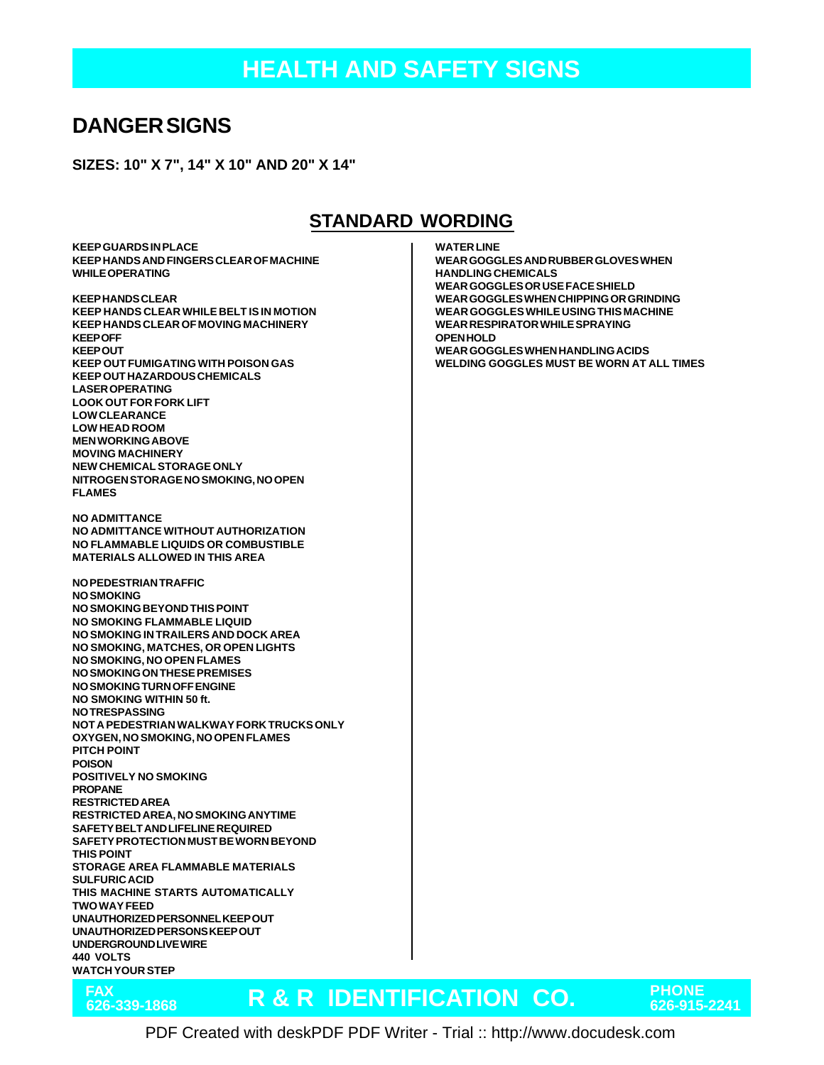# HEALTH AND SAFETY SIGNS

## DANGER SIGNS

**SIZES: 10" X 7", 14" X 10" AND 20" X 14"**

### STANDARD WORDING

**KEEP GUARDS IN PLACE**
**KEEP HANDS AND FINGERS CLEAR OF MACHINE WHILE OPERATING**

**KEEP HANDS CLEAR**
**KEEP HANDS CLEAR WHILE BELT IS IN MOTION**
**KEEP HANDS CLEAR OF MOVING MACHINERY**
**KEEP OFF**
**KEEP OUT**
**KEEP OUT FUMIGATING WITH POISON GAS**
**KEEP OUT HAZARDOUS CHEMICALS**
**LASER OPERATING**
**LOOK OUT FOR FORK LIFT**
**LOW CLEARANCE**
**LOW HEAD ROOM**
**MEN WORKING ABOVE**
**MOVING MACHINERY**
**NEW CHEMICAL STORAGE ONLY**
**NITROGEN STORAGE NO SMOKING, NO OPEN FLAMES**

**NO ADMITTANCE**
**NO ADMITTANCE WITHOUT AUTHORIZATION**
**NO FLAMMABLE LIQUIDS OR COMBUSTIBLE MATERIALS ALLOWED IN THIS AREA**

**NO PEDESTRIAN TRAFFIC**
**NO SMOKING**
**NO SMOKING BEYOND THIS POINT**
**NO SMOKING FLAMMABLE LIQUID**
**NO SMOKING IN TRAILERS AND DOCK AREA**
**NO SMOKING, MATCHES, OR OPEN LIGHTS**
**NO SMOKING, NO OPEN FLAMES**
**NO SMOKING ON THESE PREMISES**
**NO SMOKING TURN OFF ENGINE**
**NO SMOKING WITHIN 50 ft.**
**NO TRESPASSING**
**NOT A PEDESTRIAN WALKWAY FORK TRUCKS ONLY**
**OXYGEN, NO SMOKING, NO OPEN FLAMES**
**PITCH POINT**
**POISON**
**POSITIVELY NO SMOKING**
**PROPANE**
**RESTRICTED AREA**
**RESTRICTED AREA, NO SMOKING ANYTIME**
**SAFETY BELT AND LIFELINE REQUIRED**
**SAFETY PROTECTION MUST BE WORN BEYOND THIS POINT**
**STORAGE AREA FLAMMABLE MATERIALS**
**SULFURIC ACID**
**THIS MACHINE STARTS AUTOMATICALLY**
**TWO WAY FEED**
**UNAUTHORIZED PERSONNEL KEEP OUT**
**UNAUTHORIZED PERSONS KEEP OUT**
**UNDERGROUND LIVE WIRE**
**440 VOLTS**
**WATCH YOUR STEP**

**WATER LINE**
**WEAR GOGGLES AND RUBBER GLOVES WHEN HANDLING CHEMICALS**
**WEAR GOGGLES OR USE FACE SHIELD**
**WEAR GOGGLES WHEN CHIPPING OR GRINDING**
**WEAR GOGGLES WHILE USING THIS MACHINE**
**WEAR RESPIRATOR WHILE SPRAYING**
**OPEN HOLD**
**WEAR GOGGLES WHEN HANDLING ACIDS**
**WELDING GOGGLES MUST BE WORN AT ALL TIMES**

**FAX 626-339-1868** | **R & R IDENTIFICATION CO.** | **PHONE 626-915-2241**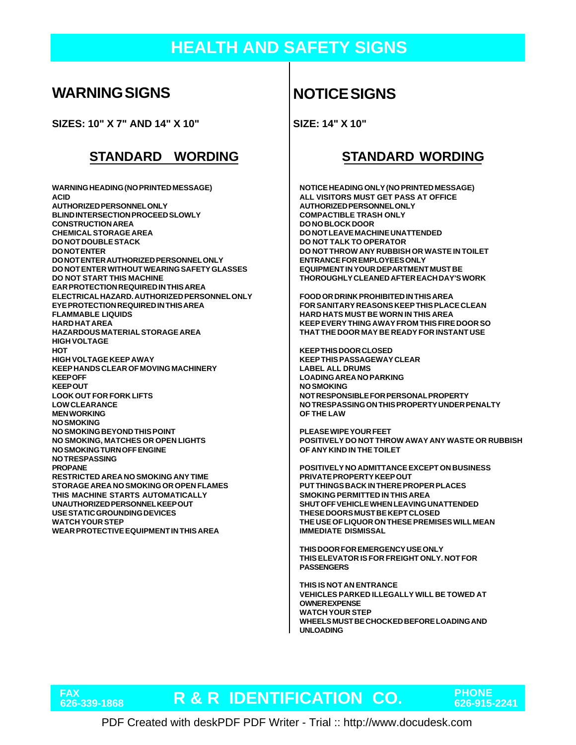# HEALTH AND SAFETY SIGNS

## WARNING SIGNS

**SIZES: 10" X 7" AND 14" X 10"**

### STANDARD WORDING

WARNING HEADING (NO PRINTED MESSAGE)
ACID
AUTHORIZED PERSONNEL ONLY
BLIND INTERSECTION PROCEED SLOWLY
CONSTRUCTION AREA
CHEMICAL STORAGE AREA
DO NOT DOUBLE STACK
DO NOT ENTER
DO NOT ENTER AUTHORIZED PERSONNEL ONLY
DO NOT ENTER WITHOUT WEARING SAFETY GLASSES
DO NOT START THIS MACHINE
EAR PROTECTION REQUIRED IN THIS AREA
ELECTRICAL HAZARD. AUTHORIZED PERSONNEL ONLY
EYE PROTECTION REQUIRED IN THIS AREA
FLAMMABLE LIQUIDS
HARD HAT AREA
HAZARDOUS MATERIAL STORAGE AREA
HIGH VOLTAGE
HOT
HIGH VOLTAGE KEEP AWAY
KEEP HANDS CLEAR OF MOVING MACHINERY
KEEP OFF
KEEP OUT
LOOK OUT FOR FORK LIFTS
LOW CLEARANCE
MEN WORKING
NO SMOKING
NO SMOKING BEYOND THIS POINT
NO SMOKING, MATCHES OR OPEN LIGHTS
NO SMOKING TURN OFF ENGINE
NO TRESPASSING
PROPANE
RESTRICTED AREA NO SMOKING ANY TIME
STORAGE AREA NO SMOKING OR OPEN FLAMES
THIS MACHINE STARTS AUTOMATICALLY
UNAUTHORIZED PERSONNEL KEEP OUT
USE STATIC GROUNDING DEVICES
WATCH YOUR STEP
WEAR PROTECTIVE EQUIPMENT IN THIS AREA

## NOTICE SIGNS

**SIZE: 14" X 10"**

### STANDARD WORDING

NOTICE HEADING ONLY (NO PRINTED MESSAGE)
ALL VISITORS MUST GET PASS AT OFFICE
AUTHORIZED PERSONNEL ONLY
COMPACTIBLE TRASH ONLY
DO NO BLOCK DOOR
DO NOT LEAVE MACHINE UNATTENDED
DO NOT TALK TO OPERATOR
DO NOT THROW ANY RUBBISH OR WASTE IN TOILET
ENTRANCE FOR EMPLOYEES ONLY
EQUIPMENT IN YOUR DEPARTMENT MUST BE THOROUGHLY CLEANED AFTER EACH DAY'S WORK

FOOD OR DRINK PROHIBITED IN THIS AREA
FOR SANITARY REASONS KEEP THIS PLACE CLEAN
HARD HATS MUST BE WORN IN THIS AREA
KEEP EVERY THING AWAY FROM THIS FIRE DOOR SO THAT THE DOOR MAY BE READY FOR INSTANT USE

KEEP THIS DOOR CLOSED
KEEP THIS PASSAGEWAY CLEAR
LABEL ALL DRUMS
LOADING AREA NO PARKING
NO SMOKING
NOT RESPONSIBLE FOR PERSONAL PROPERTY
NO TRESPASSING ON THIS PROPERTY UNDER PENALTY OF THE LAW

PLEASE WIPE YOUR FEET
POSITIVELY DO NOT THROW AWAY ANY WASTE OR RUBBISH OF ANY KIND IN THE TOILET

POSITIVELY NO ADMITTANCE EXCEPT ON BUSINESS
PRIVATE PROPERTY KEEP OUT
PUT THINGS BACK IN THERE PROPER PLACES
SMOKING PERMITTED IN THIS AREA
SHUT OFF VEHICLE WHEN LEAVING UNATTENDED
THESE DOORS MUST BE KEPT CLOSED
THE USE OF LIQUOR ON THESE PREMISES WILL MEAN IMMEDIATE DISMISSAL

THIS DOOR FOR EMERGENCY USE ONLY
THIS ELEVATOR IS FOR FREIGHT ONLY. NOT FOR PASSENGERS

THIS IS NOT AN ENTRANCE
VEHICLES PARKED ILLEGALLY WILL BE TOWED AT OWNER EXPENSE
WATCH YOUR STEP
WHEELS MUST BE CHOCKED BEFORE LOADING AND UNLOADING

FAX 626-339-1868 **R & R IDENTIFICATION CO.** PHONE 626-915-2241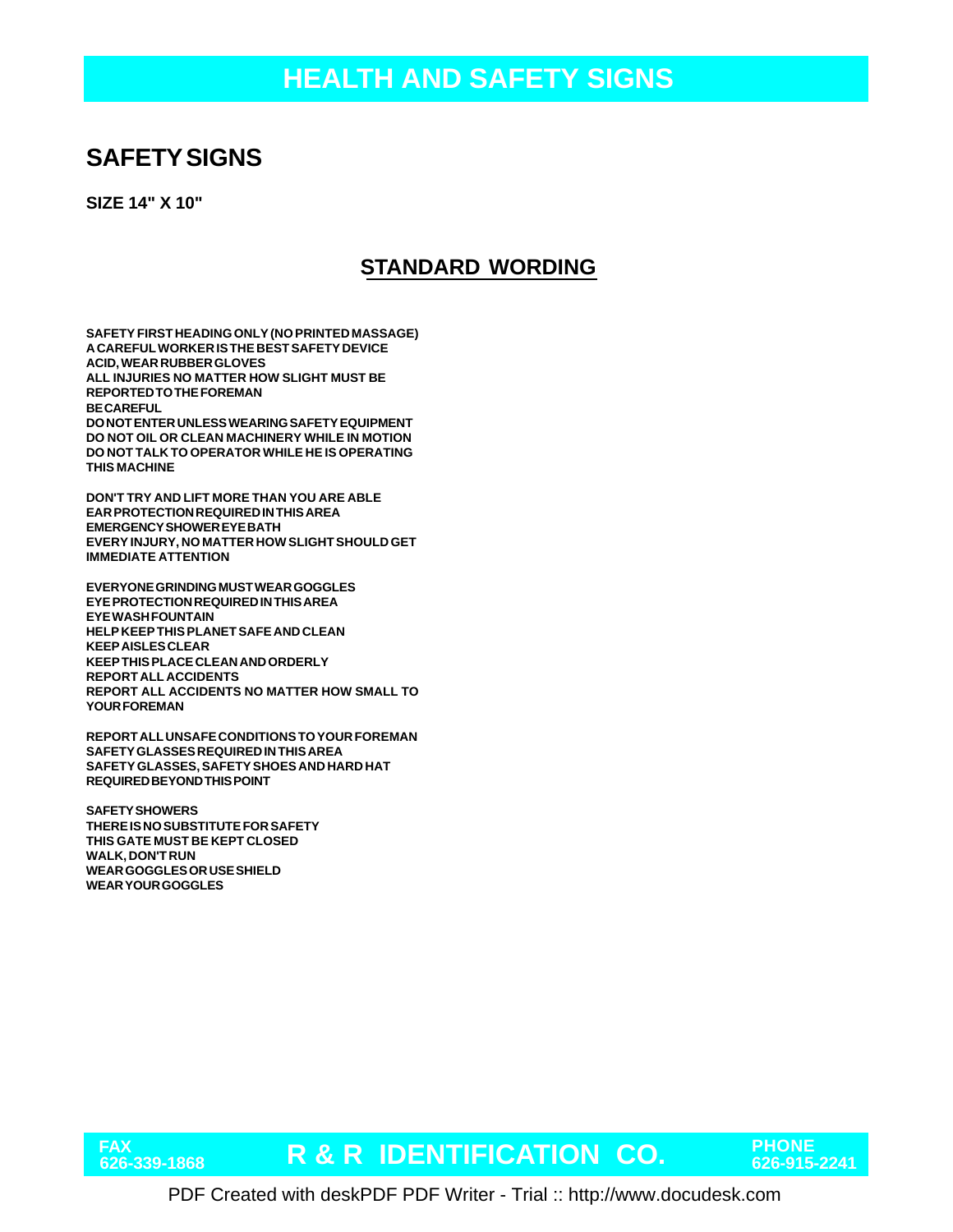# HEALTH AND SAFETY SIGNS

## SAFETY SIGNS

**SIZE 14" X 10"**

### STANDARD WORDING

**SAFETY FIRST HEADING ONLY (NO PRINTED MASSAGE)**
**A CAREFUL WORKER IS THE BEST SAFETY DEVICE**
**ACID, WEAR RUBBER GLOVES**
**ALL INJURIES NO MATTER HOW SLIGHT MUST BE REPORTED TO THE FOREMAN**
**BE CAREFUL**
**DO NOT ENTER UNLESS WEARING SAFETY EQUIPMENT**
**DO NOT OIL OR CLEAN MACHINERY WHILE IN MOTION**
**DO NOT TALK TO OPERATOR WHILE HE IS OPERATING THIS MACHINE**

**DON'T TRY AND LIFT MORE THAN YOU ARE ABLE**
**EAR PROTECTION REQUIRED IN THIS AREA**
**EMERGENCY SHOWER EYE BATH**
**EVERY INJURY, NO MATTER HOW SLIGHT SHOULD GET IMMEDIATE ATTENTION**

**EVERYONE GRINDING MUST WEAR GOGGLES**
**EYE PROTECTION REQUIRED IN THIS AREA**
**EYE WASH FOUNTAIN**
**HELP KEEP THIS PLANET SAFE AND CLEAN**
**KEEP AISLES CLEAR**
**KEEP THIS PLACE CLEAN AND ORDERLY**
**REPORT ALL ACCIDENTS**
**REPORT ALL ACCIDENTS NO MATTER HOW SMALL TO YOUR FOREMAN**

**REPORT ALL UNSAFE CONDITIONS TO YOUR FOREMAN**
**SAFETY GLASSES REQUIRED IN THIS AREA**
**SAFETY GLASSES, SAFETY SHOES AND HARD HAT REQUIRED BEYOND THIS POINT**

**SAFETY SHOWERS**
**THERE IS NO SUBSTITUTE FOR SAFETY**
**THIS GATE MUST BE KEPT CLOSED**
**WALK, DON'T RUN**
**WEAR GOGGLES OR USE SHIELD**
**WEAR YOUR GOGGLES**

**FAX 626-339-1868** | **R & R IDENTIFICATION CO.** | **PHONE 626-915-2241**